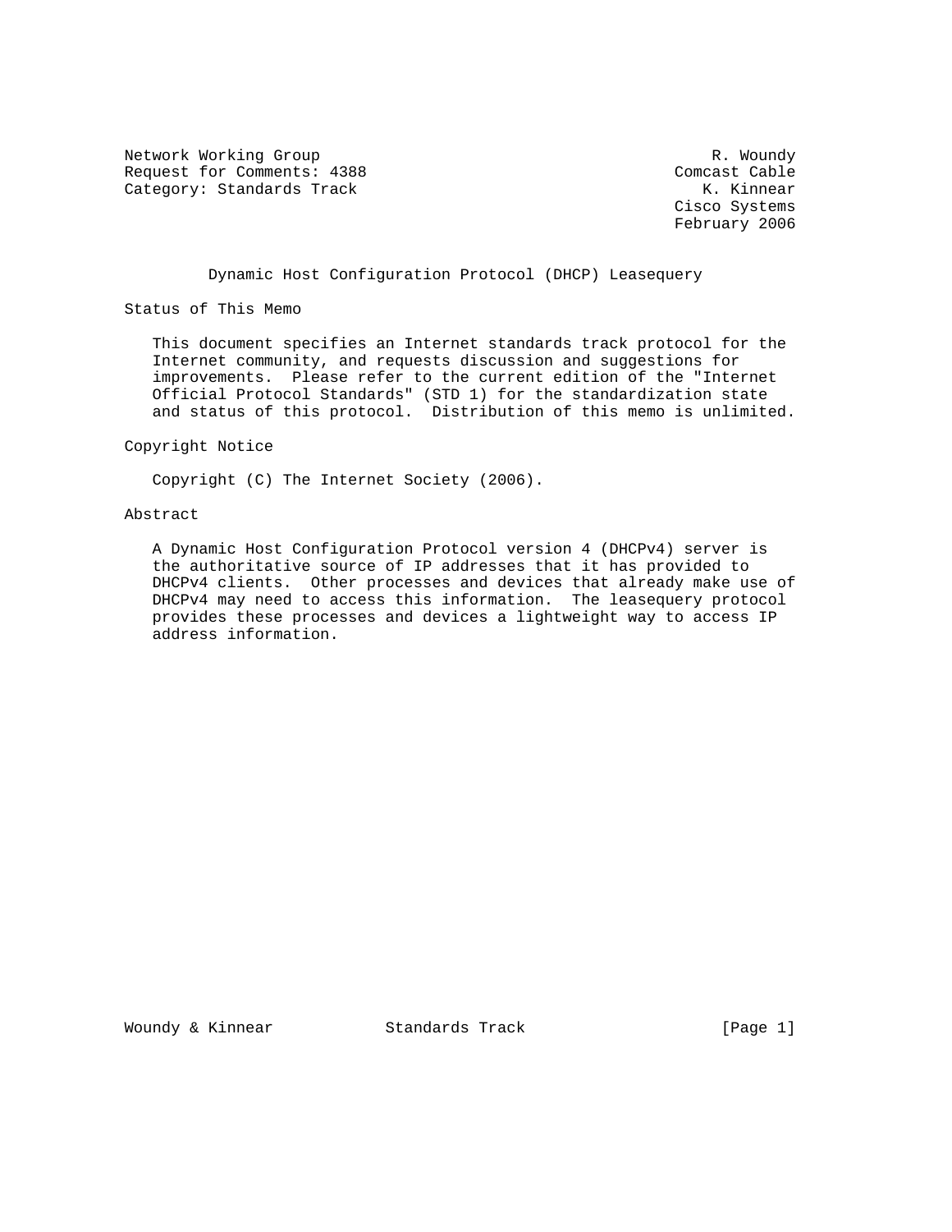Network Working Group — R. Woundy
Request for Comments: 4388 — Comcast Cable
Category: Standards Track — K. Kinnear
Cisco Systems
February 2006

# Dynamic Host Configuration Protocol (DHCP) Leasequery

## Status of This Memo

This document specifies an Internet standards track protocol for the Internet community, and requests discussion and suggestions for improvements. Please refer to the current edition of the "Internet Official Protocol Standards" (STD 1) for the standardization state and status of this protocol. Distribution of this memo is unlimited.

## Copyright Notice

Copyright (C) The Internet Society (2006).

## Abstract

A Dynamic Host Configuration Protocol version 4 (DHCPv4) server is the authoritative source of IP addresses that it has provided to DHCPv4 clients. Other processes and devices that already make use of DHCPv4 may need to access this information. The leasequery protocol provides these processes and devices a lightweight way to access IP address information.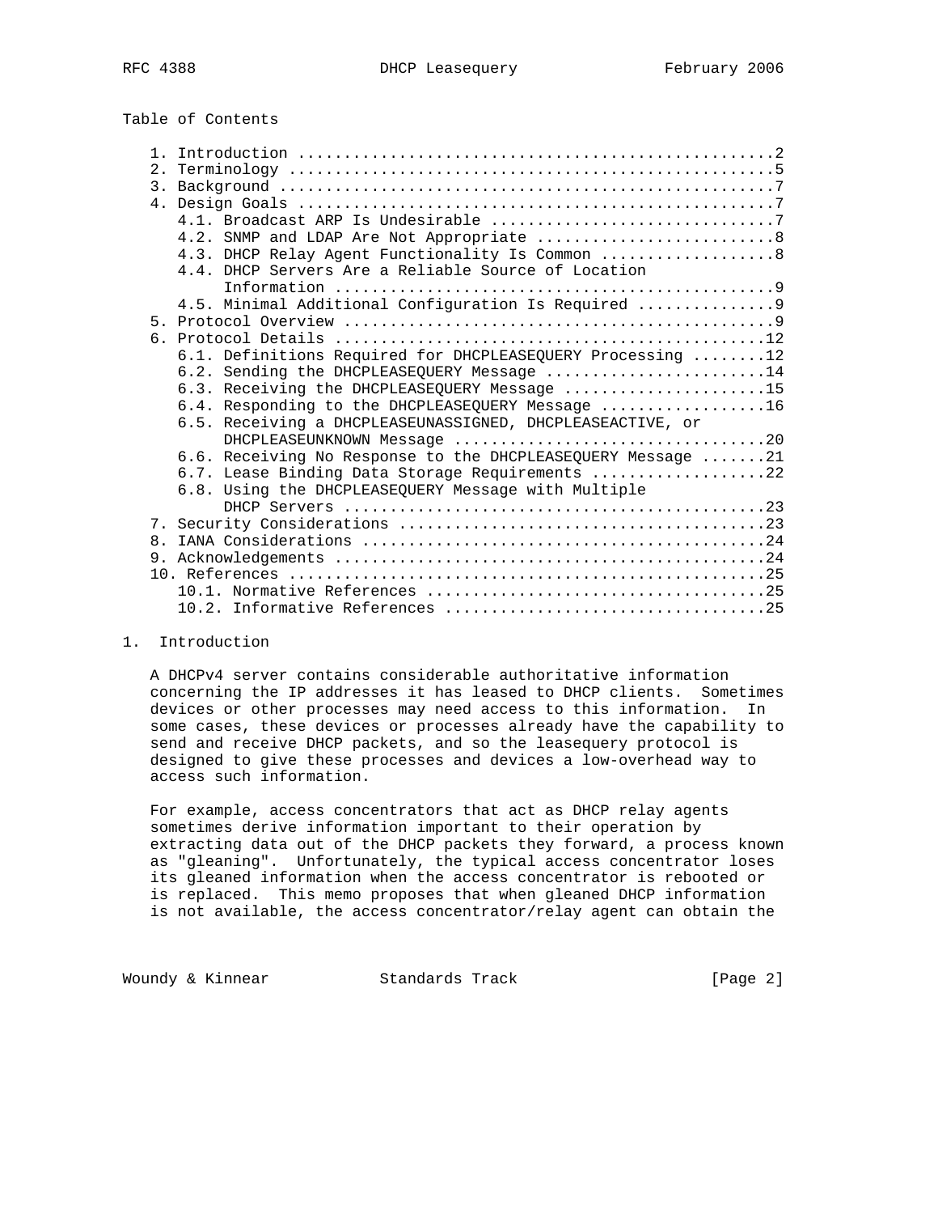Table of Contents

```
   1. Introduction ....................................................2
   2. Terminology .....................................................5
   3. Background ......................................................7
   4. Design Goals ....................................................7
      4.1. Broadcast ARP Is Undesirable ...............................7
      4.2. SNMP and LDAP Are Not Appropriate ..........................8
      4.3. DHCP Relay Agent Functionality Is Common ...................8
      4.4. DHCP Servers Are a Reliable Source of Location
           Information ................................................9
      4.5. Minimal Additional Configuration Is Required ...............9
   5. Protocol Overview ...............................................9
   6. Protocol Details ...............................................12
      6.1. Definitions Required for DHCPLEASEQUERY Processing ........12
      6.2. Sending the DHCPLEASEQUERY Message ........................14
      6.3. Receiving the DHCPLEASEQUERY Message ......................15
      6.4. Responding to the DHCPLEASEQUERY Message ..................16
      6.5. Receiving a DHCPLEASEUNASSIGNED, DHCPLEASEACTIVE, or
           DHCPLEASEUNKNOWN Message ..................................20
      6.6. Receiving No Response to the DHCPLEASEQUERY Message .......21
      6.7. Lease Binding Data Storage Requirements ...................22
      6.8. Using the DHCPLEASEQUERY Message with Multiple
           DHCP Servers ..............................................23
   7. Security Considerations ........................................23
   8. IANA Considerations ............................................24
   9. Acknowledgements ...............................................24
   10. References ....................................................25
      10.1. Normative References .....................................25
      10.2. Informative References ...................................25
```

## 1. Introduction

A DHCPv4 server contains considerable authoritative information concerning the IP addresses it has leased to DHCP clients. Sometimes devices or other processes may need access to this information. In some cases, these devices or processes already have the capability to send and receive DHCP packets, and so the leasequery protocol is designed to give these processes and devices a low-overhead way to access such information.

For example, access concentrators that act as DHCP relay agents sometimes derive information important to their operation by extracting data out of the DHCP packets they forward, a process known as "gleaning". Unfortunately, the typical access concentrator loses its gleaned information when the access concentrator is rebooted or is replaced. This memo proposes that when gleaned DHCP information is not available, the access concentrator/relay agent can obtain the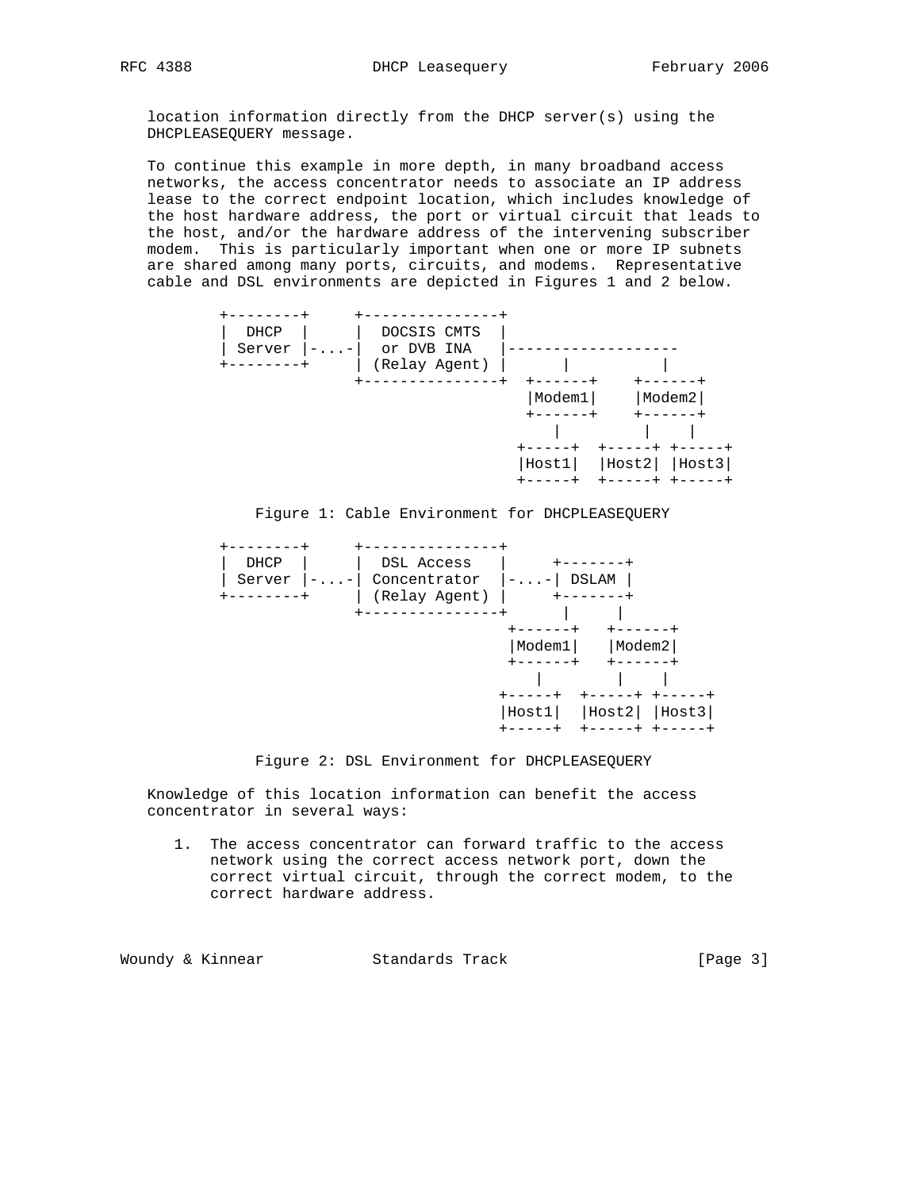location information directly from the DHCP server(s) using the DHCPLEASEQUERY message.

To continue this example in more depth, in many broadband access networks, the access concentrator needs to associate an IP address lease to the correct endpoint location, which includes knowledge of the host hardware address, the port or virtual circuit that leads to the host, and/or the hardware address of the intervening subscriber modem. This is particularly important when one or more IP subnets are shared among many ports, circuits, and modems. Representative cable and DSL environments are depicted in Figures 1 and 2 below.

```
+--------+     +---------------+
|  DHCP  |     |  DOCSIS CMTS  |
| Server |-....-|  or DVB INA   |-------------------
+--------+     | (Relay Agent) |      |          |
               +---------------+  +------+    +------+
                                  |Modem1|    |Modem2|
                                  +------+    +------+
                                     |         |    |
                                 +-----+  +-----+ +-----+
                                 |Host1|  |Host2| |Host3|
                                 +-----+  +-----+ +-----+
```

Figure 1: Cable Environment for DHCPLEASEQUERY

```
+--------+     +---------------+
|  DHCP  |     |  DSL Access   |     +-------+
| Server |-....-| Concentrator  |-....-| DSLAM |
+--------+     | (Relay Agent) |     +-------+
               +---------------+      |     |
                                +------+   +------+
                                |Modem1|   |Modem2|
                                +------+   +------+
                                   |        |    |
                               +-----+  +-----+ +-----+
                               |Host1|  |Host2| |Host3|
                               +-----+  +-----+ +-----+
```

Figure 2: DSL Environment for DHCPLEASEQUERY

Knowledge of this location information can benefit the access concentrator in several ways:

1. The access concentrator can forward traffic to the access network using the correct access network port, down the correct virtual circuit, through the correct modem, to the correct hardware address.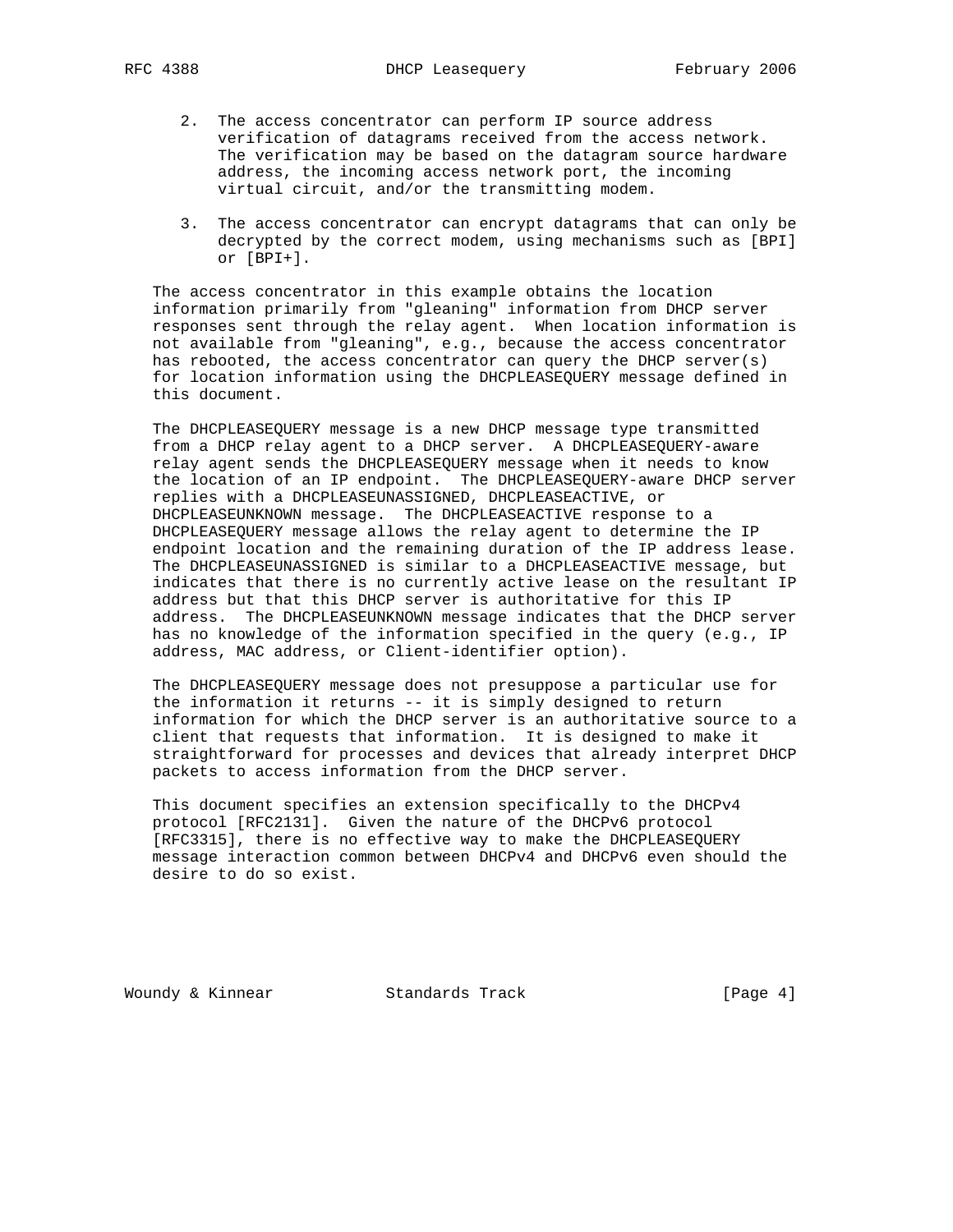2. The access concentrator can perform IP source address verification of datagrams received from the access network. The verification may be based on the datagram source hardware address, the incoming access network port, the incoming virtual circuit, and/or the transmitting modem.

3. The access concentrator can encrypt datagrams that can only be decrypted by the correct modem, using mechanisms such as [BPI] or [BPI+].

The access concentrator in this example obtains the location information primarily from "gleaning" information from DHCP server responses sent through the relay agent. When location information is not available from "gleaning", e.g., because the access concentrator has rebooted, the access concentrator can query the DHCP server(s) for location information using the DHCPLEASEQUERY message defined in this document.

The DHCPLEASEQUERY message is a new DHCP message type transmitted from a DHCP relay agent to a DHCP server. A DHCPLEASEQUERY-aware relay agent sends the DHCPLEASEQUERY message when it needs to know the location of an IP endpoint. The DHCPLEASEQUERY-aware DHCP server replies with a DHCPLEASEUNASSIGNED, DHCPLEASEACTIVE, or DHCPLEASEUNKNOWN message. The DHCPLEASEACTIVE response to a DHCPLEASEQUERY message allows the relay agent to determine the IP endpoint location and the remaining duration of the IP address lease. The DHCPLEASEUNASSIGNED is similar to a DHCPLEASEACTIVE message, but indicates that there is no currently active lease on the resultant IP address but that this DHCP server is authoritative for this IP address. The DHCPLEASEUNKNOWN message indicates that the DHCP server has no knowledge of the information specified in the query (e.g., IP address, MAC address, or Client-identifier option).

The DHCPLEASEQUERY message does not presuppose a particular use for the information it returns -- it is simply designed to return information for which the DHCP server is an authoritative source to a client that requests that information. It is designed to make it straightforward for processes and devices that already interpret DHCP packets to access information from the DHCP server.

This document specifies an extension specifically to the DHCPv4 protocol [RFC2131]. Given the nature of the DHCPv6 protocol [RFC3315], there is no effective way to make the DHCPLEASEQUERY message interaction common between DHCPv4 and DHCPv6 even should the desire to do so exist.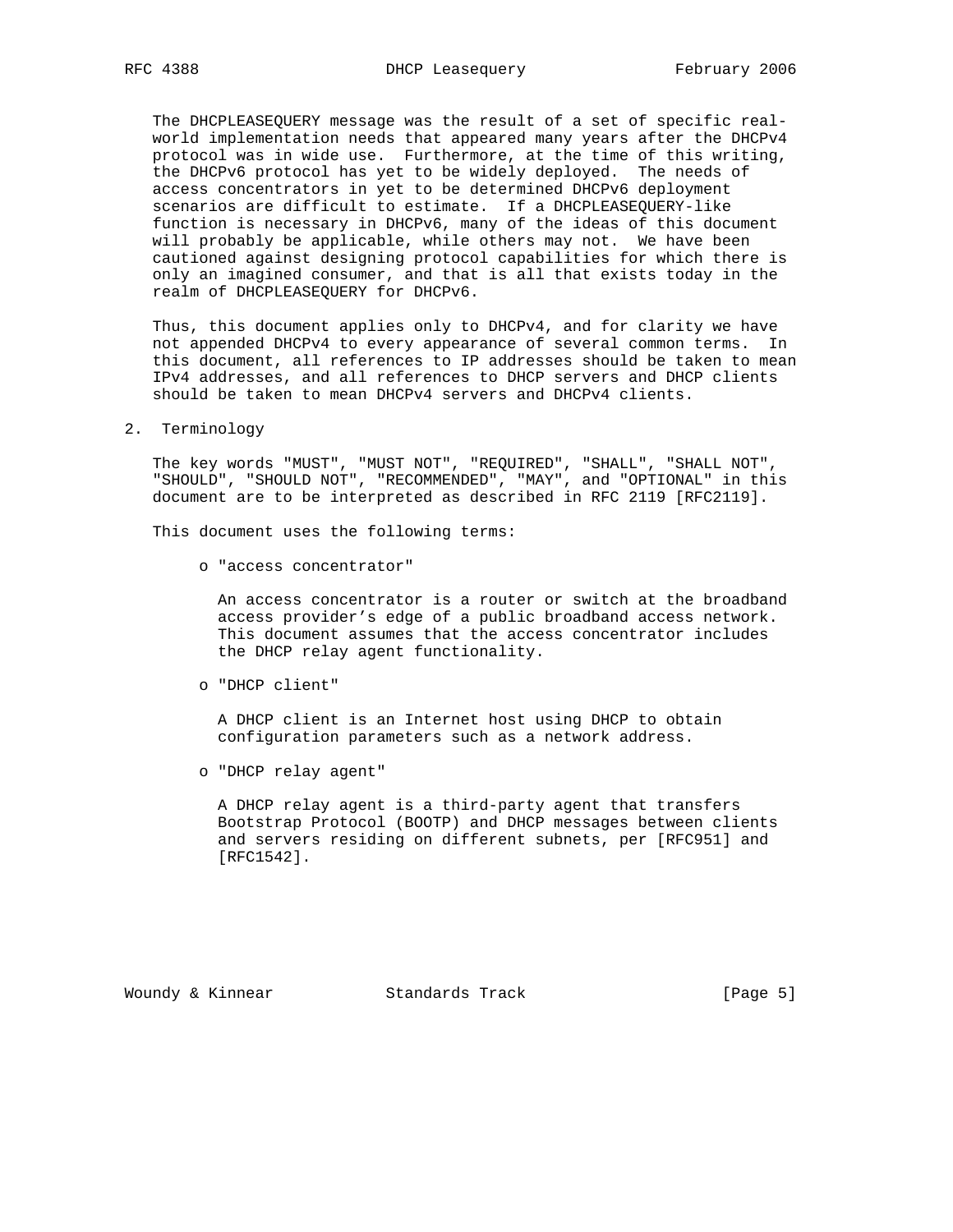The DHCPLEASEQUERY message was the result of a set of specific real-world implementation needs that appeared many years after the DHCPv4 protocol was in wide use. Furthermore, at the time of this writing, the DHCPv6 protocol has yet to be widely deployed. The needs of access concentrators in yet to be determined DHCPv6 deployment scenarios are difficult to estimate. If a DHCPLEASEQUERY-like function is necessary in DHCPv6, many of the ideas of this document will probably be applicable, while others may not. We have been cautioned against designing protocol capabilities for which there is only an imagined consumer, and that is all that exists today in the realm of DHCPLEASEQUERY for DHCPv6.

Thus, this document applies only to DHCPv4, and for clarity we have not appended DHCPv4 to every appearance of several common terms. In this document, all references to IP addresses should be taken to mean IPv4 addresses, and all references to DHCP servers and DHCP clients should be taken to mean DHCPv4 servers and DHCPv4 clients.

## 2. Terminology

The key words "MUST", "MUST NOT", "REQUIRED", "SHALL", "SHALL NOT", "SHOULD", "SHOULD NOT", "RECOMMENDED", "MAY", and "OPTIONAL" in this document are to be interpreted as described in RFC 2119 [RFC2119].

This document uses the following terms:

- "access concentrator"

  An access concentrator is a router or switch at the broadband access provider's edge of a public broadband access network. This document assumes that the access concentrator includes the DHCP relay agent functionality.

- "DHCP client"

  A DHCP client is an Internet host using DHCP to obtain configuration parameters such as a network address.

- "DHCP relay agent"

  A DHCP relay agent is a third-party agent that transfers Bootstrap Protocol (BOOTP) and DHCP messages between clients and servers residing on different subnets, per [RFC951] and [RFC1542].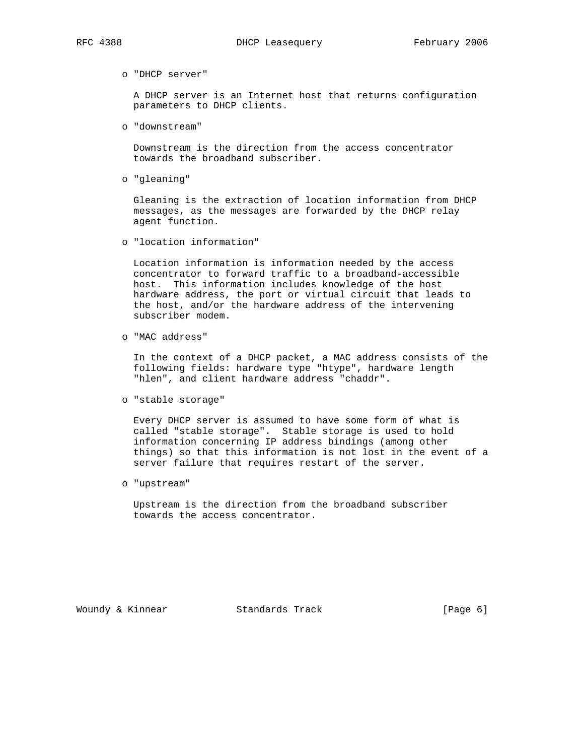- "DHCP server"

  A DHCP server is an Internet host that returns configuration parameters to DHCP clients.

- "downstream"

  Downstream is the direction from the access concentrator towards the broadband subscriber.

- "gleaning"

  Gleaning is the extraction of location information from DHCP messages, as the messages are forwarded by the DHCP relay agent function.

- "location information"

  Location information is information needed by the access concentrator to forward traffic to a broadband-accessible host. This information includes knowledge of the host hardware address, the port or virtual circuit that leads to the host, and/or the hardware address of the intervening subscriber modem.

- "MAC address"

  In the context of a DHCP packet, a MAC address consists of the following fields: hardware type "htype", hardware length "hlen", and client hardware address "chaddr".

- "stable storage"

  Every DHCP server is assumed to have some form of what is called "stable storage". Stable storage is used to hold information concerning IP address bindings (among other things) so that this information is not lost in the event of a server failure that requires restart of the server.

- "upstream"

  Upstream is the direction from the broadband subscriber towards the access concentrator.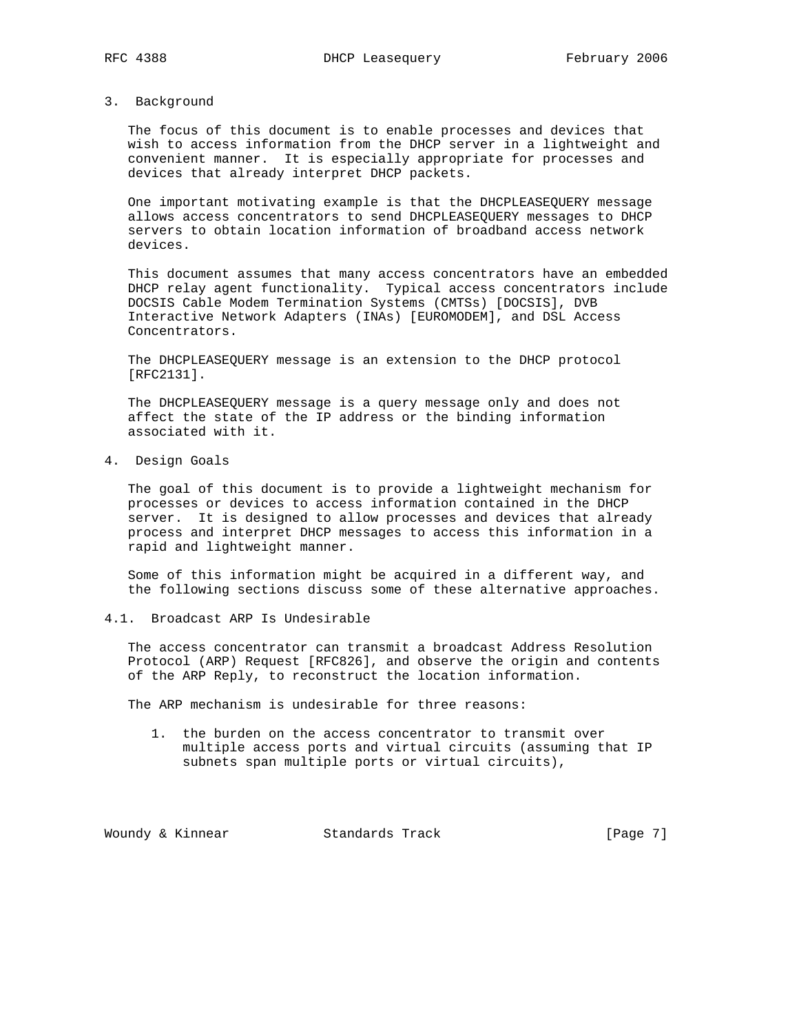## 3. Background

The focus of this document is to enable processes and devices that wish to access information from the DHCP server in a lightweight and convenient manner. It is especially appropriate for processes and devices that already interpret DHCP packets.

One important motivating example is that the DHCPLEASEQUERY message allows access concentrators to send DHCPLEASEQUERY messages to DHCP servers to obtain location information of broadband access network devices.

This document assumes that many access concentrators have an embedded DHCP relay agent functionality. Typical access concentrators include DOCSIS Cable Modem Termination Systems (CMTSs) [DOCSIS], DVB Interactive Network Adapters (INAs) [EUROMODEM], and DSL Access Concentrators.

The DHCPLEASEQUERY message is an extension to the DHCP protocol [RFC2131].

The DHCPLEASEQUERY message is a query message only and does not affect the state of the IP address or the binding information associated with it.

## 4. Design Goals

The goal of this document is to provide a lightweight mechanism for processes or devices to access information contained in the DHCP server. It is designed to allow processes and devices that already process and interpret DHCP messages to access this information in a rapid and lightweight manner.

Some of this information might be acquired in a different way, and the following sections discuss some of these alternative approaches.

### 4.1. Broadcast ARP Is Undesirable

The access concentrator can transmit a broadcast Address Resolution Protocol (ARP) Request [RFC826], and observe the origin and contents of the ARP Reply, to reconstruct the location information.

The ARP mechanism is undesirable for three reasons:

1. the burden on the access concentrator to transmit over multiple access ports and virtual circuits (assuming that IP subnets span multiple ports or virtual circuits),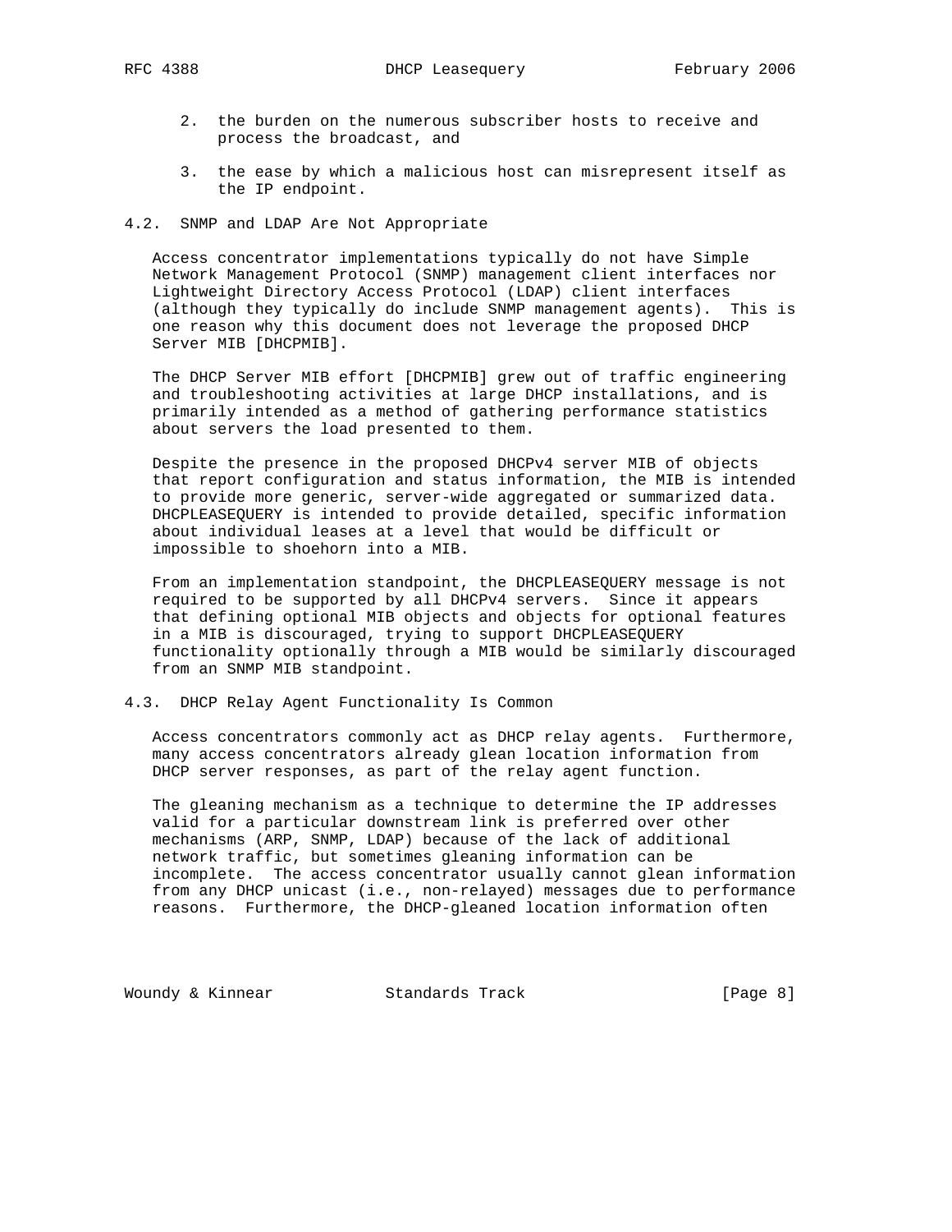2. the burden on the numerous subscriber hosts to receive and process the broadcast, and

3. the ease by which a malicious host can misrepresent itself as the IP endpoint.

## 4.2. SNMP and LDAP Are Not Appropriate

Access concentrator implementations typically do not have Simple Network Management Protocol (SNMP) management client interfaces nor Lightweight Directory Access Protocol (LDAP) client interfaces (although they typically do include SNMP management agents). This is one reason why this document does not leverage the proposed DHCP Server MIB [DHCPMIB].

The DHCP Server MIB effort [DHCPMIB] grew out of traffic engineering and troubleshooting activities at large DHCP installations, and is primarily intended as a method of gathering performance statistics about servers the load presented to them.

Despite the presence in the proposed DHCPv4 server MIB of objects that report configuration and status information, the MIB is intended to provide more generic, server-wide aggregated or summarized data. DHCPLEASEQUERY is intended to provide detailed, specific information about individual leases at a level that would be difficult or impossible to shoehorn into a MIB.

From an implementation standpoint, the DHCPLEASEQUERY message is not required to be supported by all DHCPv4 servers. Since it appears that defining optional MIB objects and objects for optional features in a MIB is discouraged, trying to support DHCPLEASEQUERY functionality optionally through a MIB would be similarly discouraged from an SNMP MIB standpoint.

## 4.3. DHCP Relay Agent Functionality Is Common

Access concentrators commonly act as DHCP relay agents. Furthermore, many access concentrators already glean location information from DHCP server responses, as part of the relay agent function.

The gleaning mechanism as a technique to determine the IP addresses valid for a particular downstream link is preferred over other mechanisms (ARP, SNMP, LDAP) because of the lack of additional network traffic, but sometimes gleaning information can be incomplete. The access concentrator usually cannot glean information from any DHCP unicast (i.e., non-relayed) messages due to performance reasons. Furthermore, the DHCP-gleaned location information often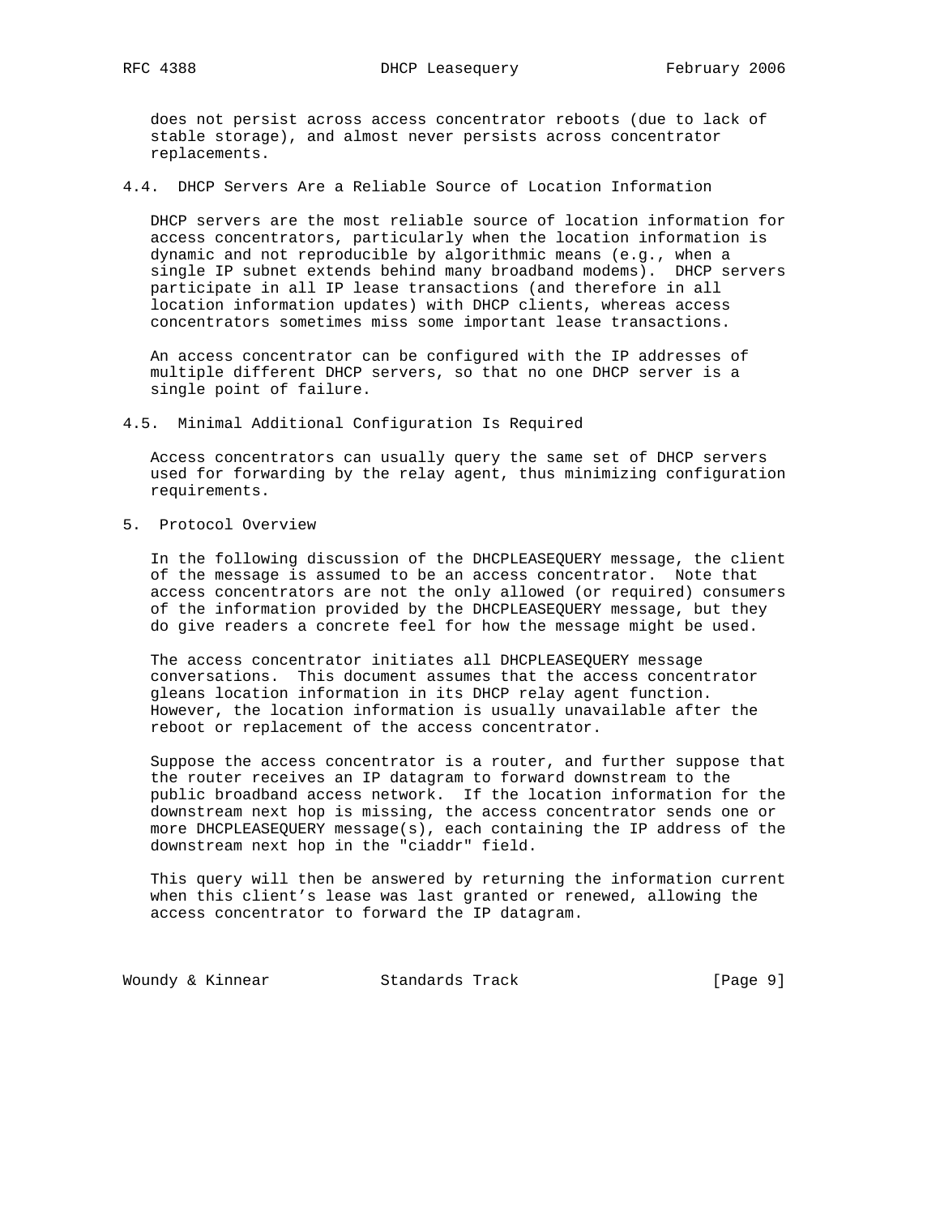does not persist across access concentrator reboots (due to lack of stable storage), and almost never persists across concentrator replacements.

### 4.4. DHCP Servers Are a Reliable Source of Location Information

DHCP servers are the most reliable source of location information for access concentrators, particularly when the location information is dynamic and not reproducible by algorithmic means (e.g., when a single IP subnet extends behind many broadband modems). DHCP servers participate in all IP lease transactions (and therefore in all location information updates) with DHCP clients, whereas access concentrators sometimes miss some important lease transactions.

An access concentrator can be configured with the IP addresses of multiple different DHCP servers, so that no one DHCP server is a single point of failure.

### 4.5. Minimal Additional Configuration Is Required

Access concentrators can usually query the same set of DHCP servers used for forwarding by the relay agent, thus minimizing configuration requirements.

## 5. Protocol Overview

In the following discussion of the DHCPLEASEQUERY message, the client of the message is assumed to be an access concentrator. Note that access concentrators are not the only allowed (or required) consumers of the information provided by the DHCPLEASEQUERY message, but they do give readers a concrete feel for how the message might be used.

The access concentrator initiates all DHCPLEASEQUERY message conversations. This document assumes that the access concentrator gleans location information in its DHCP relay agent function. However, the location information is usually unavailable after the reboot or replacement of the access concentrator.

Suppose the access concentrator is a router, and further suppose that the router receives an IP datagram to forward downstream to the public broadband access network. If the location information for the downstream next hop is missing, the access concentrator sends one or more DHCPLEASEQUERY message(s), each containing the IP address of the downstream next hop in the "ciaddr" field.

This query will then be answered by returning the information current when this client's lease was last granted or renewed, allowing the access concentrator to forward the IP datagram.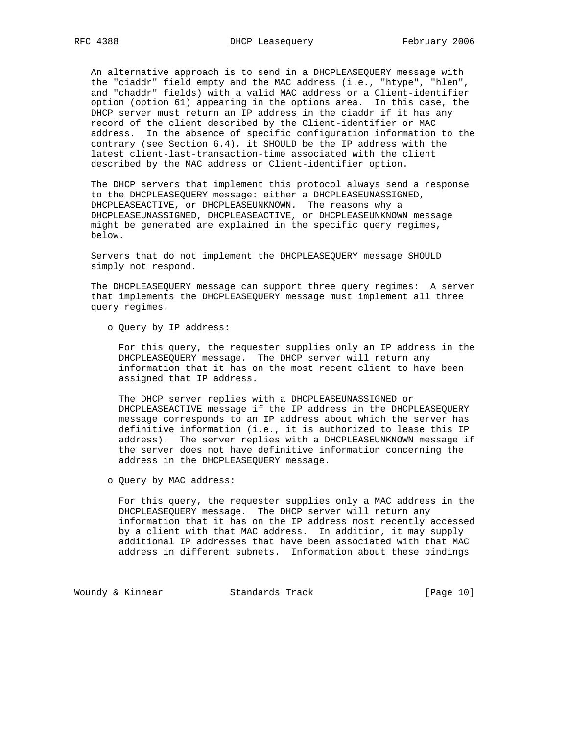An alternative approach is to send in a DHCPLEASEQUERY message with the "ciaddr" field empty and the MAC address (i.e., "htype", "hlen", and "chaddr" fields) with a valid MAC address or a Client-identifier option (option 61) appearing in the options area. In this case, the DHCP server must return an IP address in the ciaddr if it has any record of the client described by the Client-identifier or MAC address. In the absence of specific configuration information to the contrary (see Section 6.4), it SHOULD be the IP address with the latest client-last-transaction-time associated with the client described by the MAC address or Client-identifier option.

The DHCP servers that implement this protocol always send a response to the DHCPLEASEQUERY message: either a DHCPLEASEUNASSIGNED, DHCPLEASEACTIVE, or DHCPLEASEUNKNOWN. The reasons why a DHCPLEASEUNASSIGNED, DHCPLEASEACTIVE, or DHCPLEASEUNKNOWN message might be generated are explained in the specific query regimes, below.

Servers that do not implement the DHCPLEASEQUERY message SHOULD simply not respond.

The DHCPLEASEQUERY message can support three query regimes: A server that implements the DHCPLEASEQUERY message must implement all three query regimes.

- Query by IP address:

  For this query, the requester supplies only an IP address in the DHCPLEASEQUERY message. The DHCP server will return any information that it has on the most recent client to have been assigned that IP address.

  The DHCP server replies with a DHCPLEASEUNASSIGNED or DHCPLEASEACTIVE message if the IP address in the DHCPLEASEQUERY message corresponds to an IP address about which the server has definitive information (i.e., it is authorized to lease this IP address). The server replies with a DHCPLEASEUNKNOWN message if the server does not have definitive information concerning the address in the DHCPLEASEQUERY message.

- Query by MAC address:

  For this query, the requester supplies only a MAC address in the DHCPLEASEQUERY message. The DHCP server will return any information that it has on the IP address most recently accessed by a client with that MAC address. In addition, it may supply additional IP addresses that have been associated with that MAC address in different subnets. Information about these bindings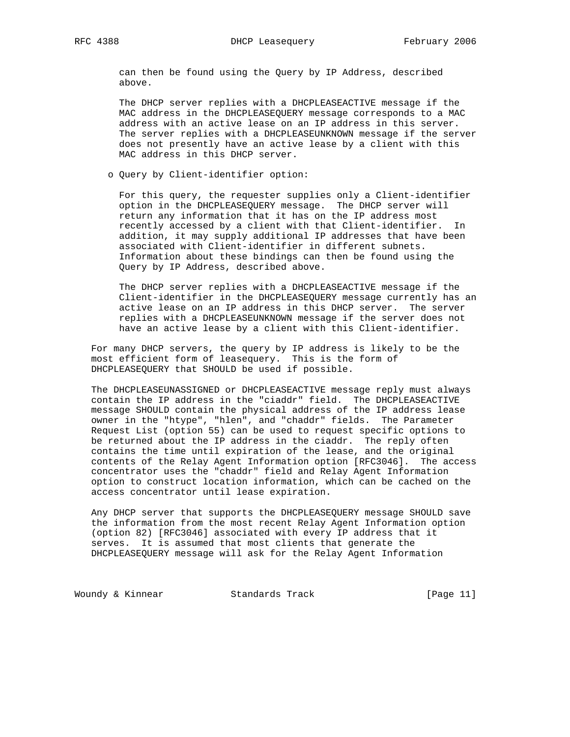can then be found using the Query by IP Address, described above.

The DHCP server replies with a DHCPLEASEACTIVE message if the MAC address in the DHCPLEASEQUERY message corresponds to a MAC address with an active lease on an IP address in this server. The server replies with a DHCPLEASEUNKNOWN message if the server does not presently have an active lease by a client with this MAC address in this DHCP server.

- Query by Client-identifier option:

  For this query, the requester supplies only a Client-identifier option in the DHCPLEASEQUERY message. The DHCP server will return any information that it has on the IP address most recently accessed by a client with that Client-identifier. In addition, it may supply additional IP addresses that have been associated with Client-identifier in different subnets. Information about these bindings can then be found using the Query by IP Address, described above.

  The DHCP server replies with a DHCPLEASEACTIVE message if the Client-identifier in the DHCPLEASEQUERY message currently has an active lease on an IP address in this DHCP server. The server replies with a DHCPLEASEUNKNOWN message if the server does not have an active lease by a client with this Client-identifier.

For many DHCP servers, the query by IP address is likely to be the most efficient form of leasequery. This is the form of DHCPLEASEQUERY that SHOULD be used if possible.

The DHCPLEASEUNASSIGNED or DHCPLEASEACTIVE message reply must always contain the IP address in the "ciaddr" field. The DHCPLEASEACTIVE message SHOULD contain the physical address of the IP address lease owner in the "htype", "hlen", and "chaddr" fields. The Parameter Request List (option 55) can be used to request specific options to be returned about the IP address in the ciaddr. The reply often contains the time until expiration of the lease, and the original contents of the Relay Agent Information option [RFC3046]. The access concentrator uses the "chaddr" field and Relay Agent Information option to construct location information, which can be cached on the access concentrator until lease expiration.

Any DHCP server that supports the DHCPLEASEQUERY message SHOULD save the information from the most recent Relay Agent Information option (option 82) [RFC3046] associated with every IP address that it serves. It is assumed that most clients that generate the DHCPLEASEQUERY message will ask for the Relay Agent Information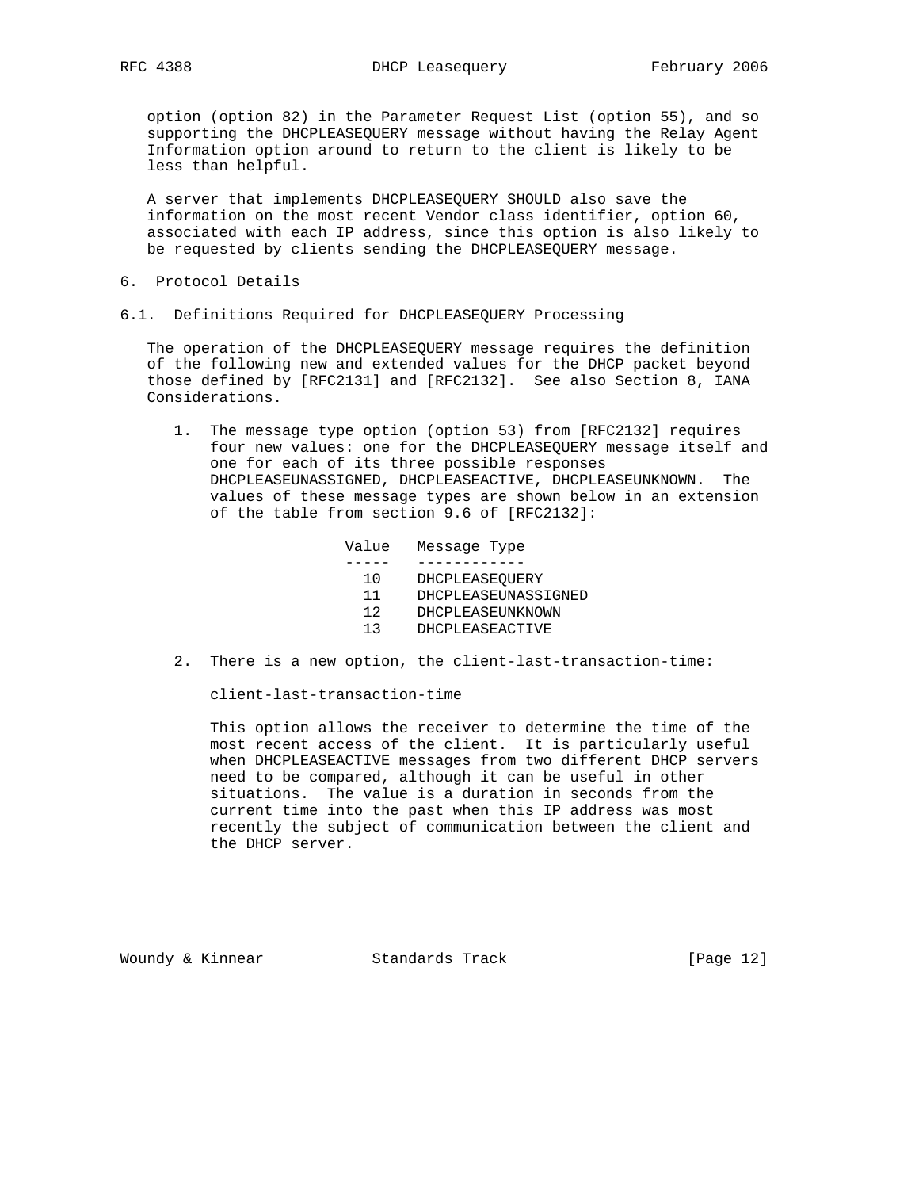option (option 82) in the Parameter Request List (option 55), and so supporting the DHCPLEASEQUERY message without having the Relay Agent Information option around to return to the client is likely to be less than helpful.

A server that implements DHCPLEASEQUERY SHOULD also save the information on the most recent Vendor class identifier, option 60, associated with each IP address, since this option is also likely to be requested by clients sending the DHCPLEASEQUERY message.

## 6. Protocol Details

### 6.1. Definitions Required for DHCPLEASEQUERY Processing

The operation of the DHCPLEASEQUERY message requires the definition of the following new and extended values for the DHCP packet beyond those defined by [RFC2131] and [RFC2132]. See also Section 8, IANA Considerations.

1. The message type option (option 53) from [RFC2132] requires four new values: one for the DHCPLEASEQUERY message itself and one for each of its three possible responses DHCPLEASEUNASSIGNED, DHCPLEASEACTIVE, DHCPLEASEUNKNOWN. The values of these message types are shown below in an extension of the table from section 9.6 of [RFC2132]:

| Value | Message Type |
|---|---|
| 10 | DHCPLEASEQUERY |
| 11 | DHCPLEASEUNASSIGNED |
| 12 | DHCPLEASEUNKNOWN |
| 13 | DHCPLEASEACTIVE |

2. There is a new option, the client-last-transaction-time:

   client-last-transaction-time

   This option allows the receiver to determine the time of the most recent access of the client. It is particularly useful when DHCPLEASEACTIVE messages from two different DHCP servers need to be compared, although it can be useful in other situations. The value is a duration in seconds from the current time into the past when this IP address was most recently the subject of communication between the client and the DHCP server.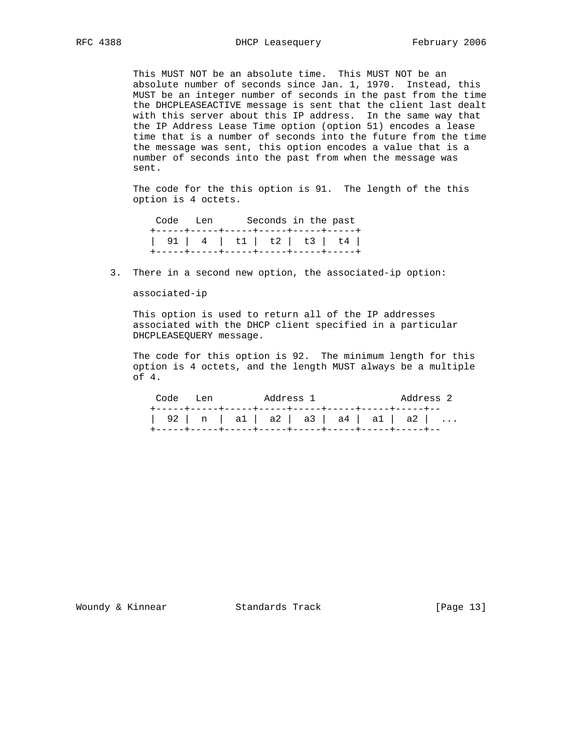This MUST NOT be an absolute time. This MUST NOT be an absolute number of seconds since Jan. 1, 1970. Instead, this MUST be an integer number of seconds in the past from the time the DHCPLEASEACTIVE message is sent that the client last dealt with this server about this IP address. In the same way that the IP Address Lease Time option (option 51) encodes a lease time that is a number of seconds into the future from the time the message was sent, this option encodes a value that is a number of seconds into the past from when the message was sent.

The code for the this option is 91. The length of the this option is 4 octets.

```
 Code   Len      Seconds in the past
+-----+-----+-----+-----+-----+-----+
|  91 |  4  | t1  | t2  | t3  | t4  |
+-----+-----+-----+-----+-----+-----+
```

3. There in a second new option, the associated-ip option:

   associated-ip

   This option is used to return all of the IP addresses associated with the DHCP client specified in a particular DHCPLEASEQUERY message.

   The code for this option is 92. The minimum length for this option is 4 octets, and the length MUST always be a multiple of 4.

```
 Code   Len         Address 1              Address 2
+-----+-----+-----+-----+-----+-----+-----+-----+--
|  92 |  n  | a1  | a2  | a3  | a4  | a1  | a2  |  ...
+-----+-----+-----+-----+-----+-----+-----+-----+--
```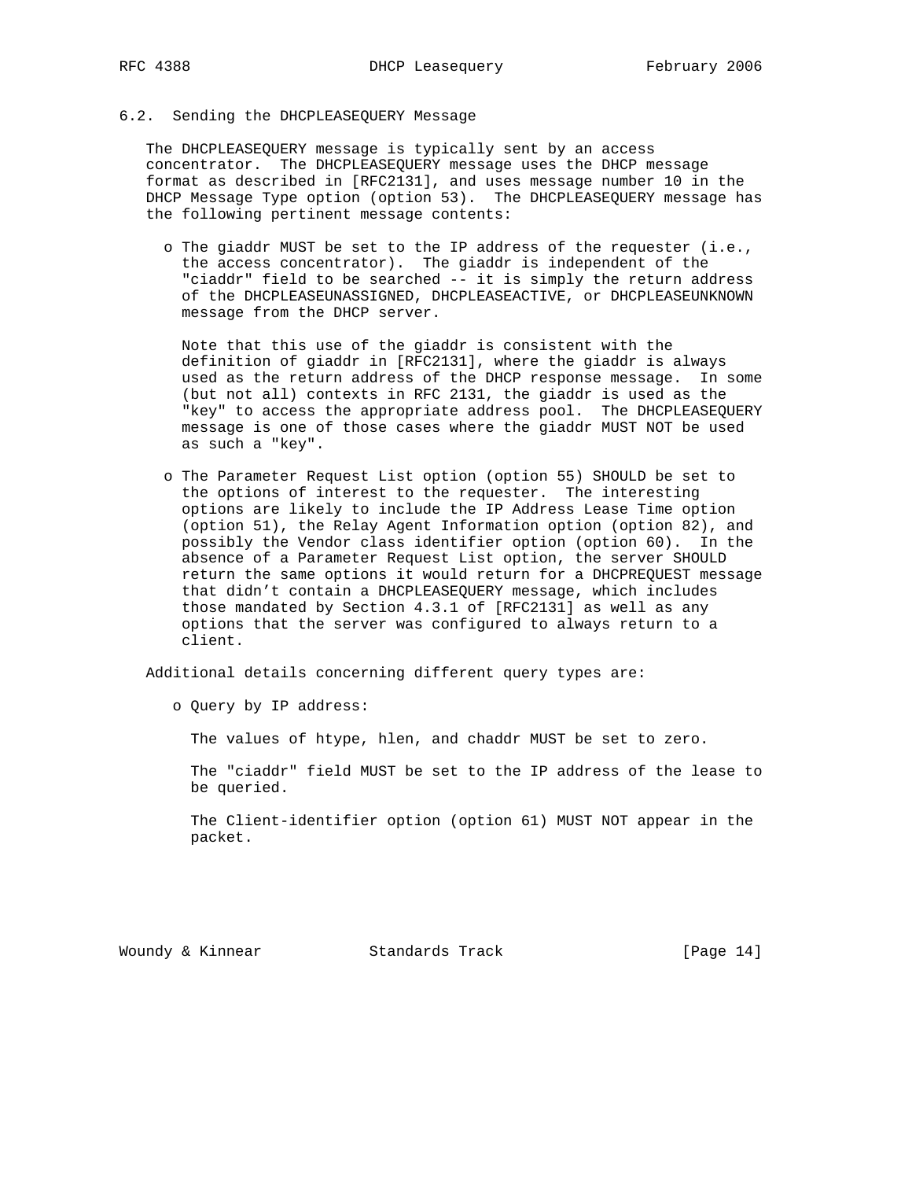### 6.2. Sending the DHCPLEASEQUERY Message

The DHCPLEASEQUERY message is typically sent by an access concentrator. The DHCPLEASEQUERY message uses the DHCP message format as described in [RFC2131], and uses message number 10 in the DHCP Message Type option (option 53). The DHCPLEASEQUERY message has the following pertinent message contents:

- The giaddr MUST be set to the IP address of the requester (i.e., the access concentrator). The giaddr is independent of the "ciaddr" field to be searched -- it is simply the return address of the DHCPLEASEUNASSIGNED, DHCPLEASEACTIVE, or DHCPLEASEUNKNOWN message from the DHCP server.

  Note that this use of the giaddr is consistent with the definition of giaddr in [RFC2131], where the giaddr is always used as the return address of the DHCP response message. In some (but not all) contexts in RFC 2131, the giaddr is used as the "key" to access the appropriate address pool. The DHCPLEASEQUERY message is one of those cases where the giaddr MUST NOT be used as such a "key".

- The Parameter Request List option (option 55) SHOULD be set to the options of interest to the requester. The interesting options are likely to include the IP Address Lease Time option (option 51), the Relay Agent Information option (option 82), and possibly the Vendor class identifier option (option 60). In the absence of a Parameter Request List option, the server SHOULD return the same options it would return for a DHCPREQUEST message that didn't contain a DHCPLEASEQUERY message, which includes those mandated by Section 4.3.1 of [RFC2131] as well as any options that the server was configured to always return to a client.

Additional details concerning different query types are:

- Query by IP address:

  The values of htype, hlen, and chaddr MUST be set to zero.

  The "ciaddr" field MUST be set to the IP address of the lease to be queried.

  The Client-identifier option (option 61) MUST NOT appear in the packet.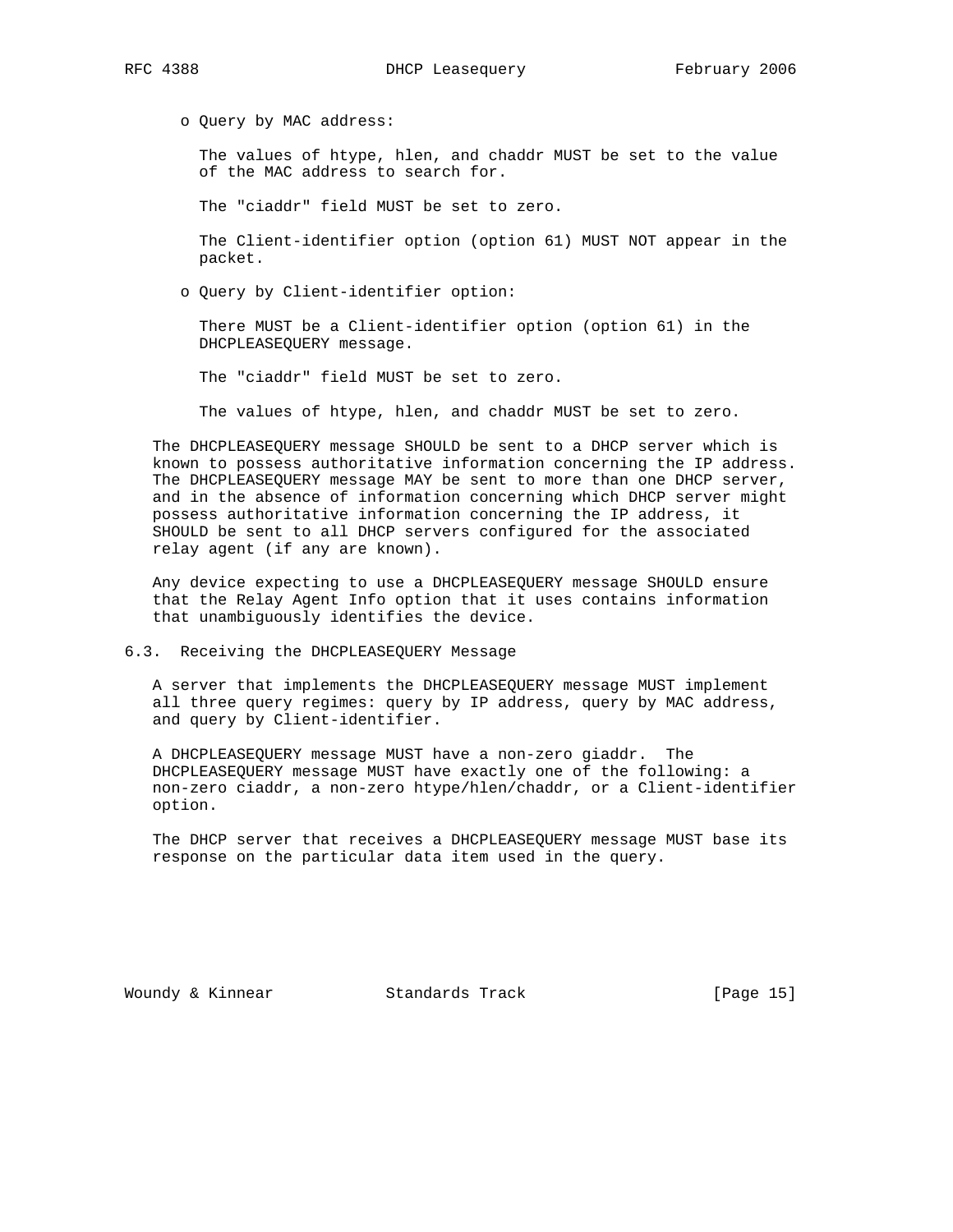- Query by MAC address:

  The values of htype, hlen, and chaddr MUST be set to the value of the MAC address to search for.

  The "ciaddr" field MUST be set to zero.

  The Client-identifier option (option 61) MUST NOT appear in the packet.

- Query by Client-identifier option:

  There MUST be a Client-identifier option (option 61) in the DHCPLEASEQUERY message.

  The "ciaddr" field MUST be set to zero.

  The values of htype, hlen, and chaddr MUST be set to zero.

The DHCPLEASEQUERY message SHOULD be sent to a DHCP server which is known to possess authoritative information concerning the IP address. The DHCPLEASEQUERY message MAY be sent to more than one DHCP server, and in the absence of information concerning which DHCP server might possess authoritative information concerning the IP address, it SHOULD be sent to all DHCP servers configured for the associated relay agent (if any are known).

Any device expecting to use a DHCPLEASEQUERY message SHOULD ensure that the Relay Agent Info option that it uses contains information that unambiguously identifies the device.

## 6.3. Receiving the DHCPLEASEQUERY Message

A server that implements the DHCPLEASEQUERY message MUST implement all three query regimes: query by IP address, query by MAC address, and query by Client-identifier.

A DHCPLEASEQUERY message MUST have a non-zero giaddr. The DHCPLEASEQUERY message MUST have exactly one of the following: a non-zero ciaddr, a non-zero htype/hlen/chaddr, or a Client-identifier option.

The DHCP server that receives a DHCPLEASEQUERY message MUST base its response on the particular data item used in the query.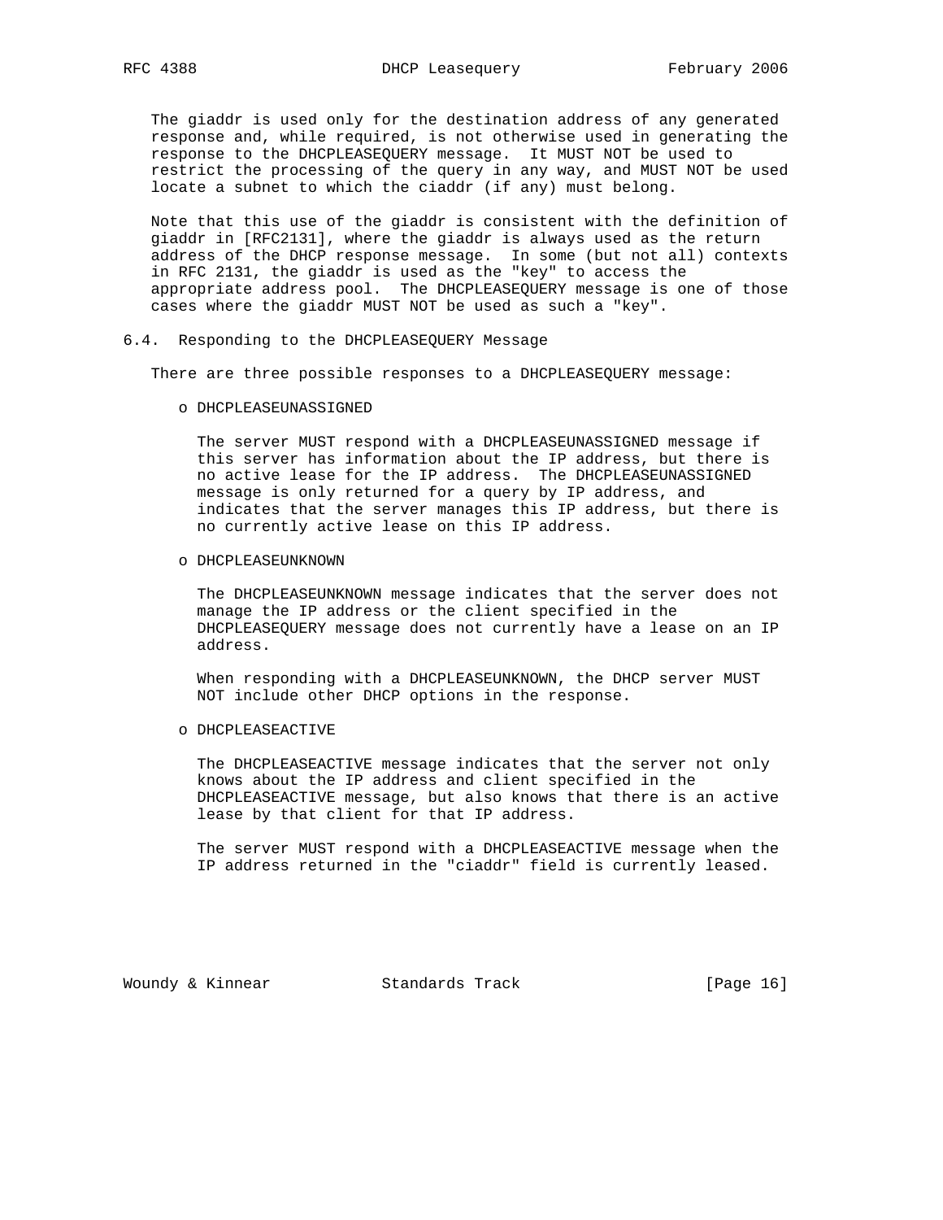The giaddr is used only for the destination address of any generated response and, while required, is not otherwise used in generating the response to the DHCPLEASEQUERY message. It MUST NOT be used to restrict the processing of the query in any way, and MUST NOT be used locate a subnet to which the ciaddr (if any) must belong.

Note that this use of the giaddr is consistent with the definition of giaddr in [RFC2131], where the giaddr is always used as the return address of the DHCP response message. In some (but not all) contexts in RFC 2131, the giaddr is used as the "key" to access the appropriate address pool. The DHCPLEASEQUERY message is one of those cases where the giaddr MUST NOT be used as such a "key".

### 6.4. Responding to the DHCPLEASEQUERY Message

There are three possible responses to a DHCPLEASEQUERY message:

- DHCPLEASEUNASSIGNED

  The server MUST respond with a DHCPLEASEUNASSIGNED message if this server has information about the IP address, but there is no active lease for the IP address. The DHCPLEASEUNASSIGNED message is only returned for a query by IP address, and indicates that the server manages this IP address, but there is no currently active lease on this IP address.

- DHCPLEASEUNKNOWN

  The DHCPLEASEUNKNOWN message indicates that the server does not manage the IP address or the client specified in the DHCPLEASEQUERY message does not currently have a lease on an IP address.

  When responding with a DHCPLEASEUNKNOWN, the DHCP server MUST NOT include other DHCP options in the response.

- DHCPLEASEACTIVE

  The DHCPLEASEACTIVE message indicates that the server not only knows about the IP address and client specified in the DHCPLEASEACTIVE message, but also knows that there is an active lease by that client for that IP address.

  The server MUST respond with a DHCPLEASEACTIVE message when the IP address returned in the "ciaddr" field is currently leased.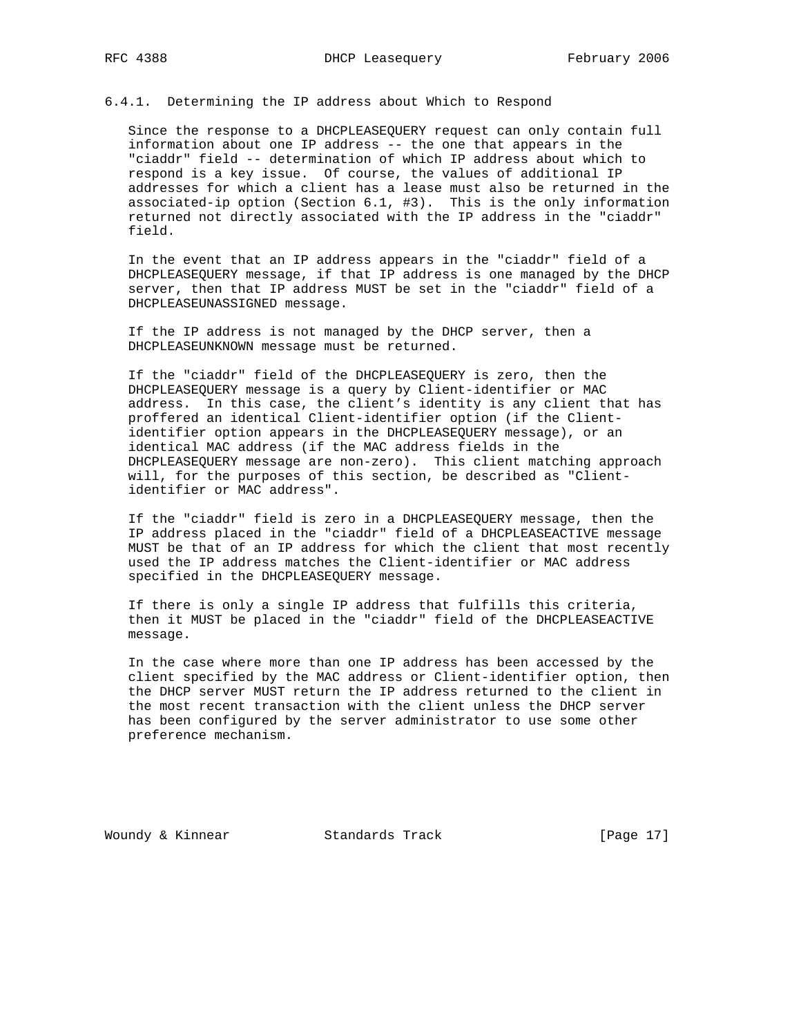### 6.4.1. Determining the IP address about Which to Respond

Since the response to a DHCPLEASEQUERY request can only contain full information about one IP address -- the one that appears in the "ciaddr" field -- determination of which IP address about which to respond is a key issue. Of course, the values of additional IP addresses for which a client has a lease must also be returned in the associated-ip option (Section 6.1, #3). This is the only information returned not directly associated with the IP address in the "ciaddr" field.

In the event that an IP address appears in the "ciaddr" field of a DHCPLEASEQUERY message, if that IP address is one managed by the DHCP server, then that IP address MUST be set in the "ciaddr" field of a DHCPLEASEUNASSIGNED message.

If the IP address is not managed by the DHCP server, then a DHCPLEASEUNKNOWN message must be returned.

If the "ciaddr" field of the DHCPLEASEQUERY is zero, then the DHCPLEASEQUERY message is a query by Client-identifier or MAC address. In this case, the client's identity is any client that has proffered an identical Client-identifier option (if the Client-identifier option appears in the DHCPLEASEQUERY message), or an identical MAC address (if the MAC address fields in the DHCPLEASEQUERY message are non-zero). This client matching approach will, for the purposes of this section, be described as "Client-identifier or MAC address".

If the "ciaddr" field is zero in a DHCPLEASEQUERY message, then the IP address placed in the "ciaddr" field of a DHCPLEASEACTIVE message MUST be that of an IP address for which the client that most recently used the IP address matches the Client-identifier or MAC address specified in the DHCPLEASEQUERY message.

If there is only a single IP address that fulfills this criteria, then it MUST be placed in the "ciaddr" field of the DHCPLEASEACTIVE message.

In the case where more than one IP address has been accessed by the client specified by the MAC address or Client-identifier option, then the DHCP server MUST return the IP address returned to the client in the most recent transaction with the client unless the DHCP server has been configured by the server administrator to use some other preference mechanism.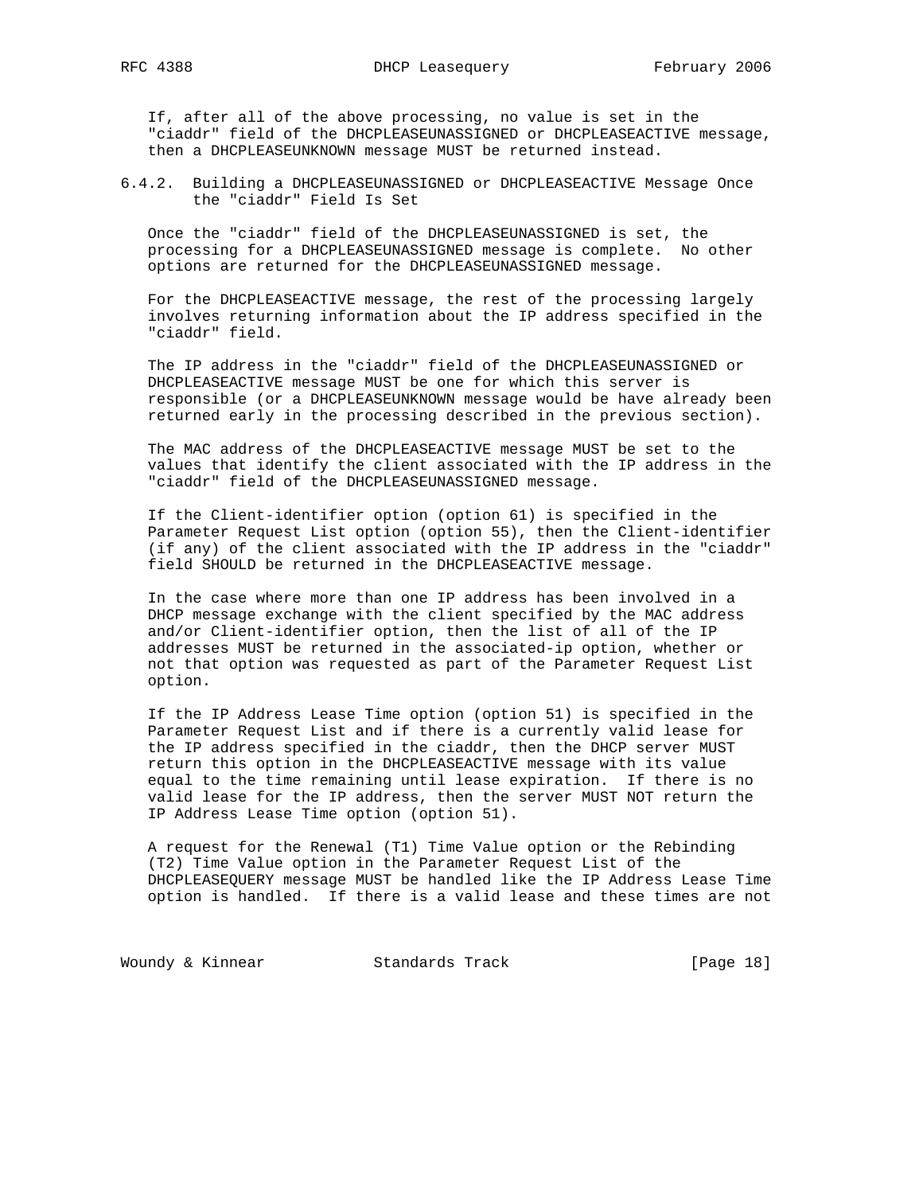If, after all of the above processing, no value is set in the "ciaddr" field of the DHCPLEASEUNASSIGNED or DHCPLEASEACTIVE message, then a DHCPLEASEUNKNOWN message MUST be returned instead.

### 6.4.2. Building a DHCPLEASEUNASSIGNED or DHCPLEASEACTIVE Message Once the "ciaddr" Field Is Set

Once the "ciaddr" field of the DHCPLEASEUNASSIGNED is set, the processing for a DHCPLEASEUNASSIGNED message is complete. No other options are returned for the DHCPLEASEUNASSIGNED message.

For the DHCPLEASEACTIVE message, the rest of the processing largely involves returning information about the IP address specified in the "ciaddr" field.

The IP address in the "ciaddr" field of the DHCPLEASEUNASSIGNED or DHCPLEASEACTIVE message MUST be one for which this server is responsible (or a DHCPLEASEUNKNOWN message would be have already been returned early in the processing described in the previous section).

The MAC address of the DHCPLEASEACTIVE message MUST be set to the values that identify the client associated with the IP address in the "ciaddr" field of the DHCPLEASEUNASSIGNED message.

If the Client-identifier option (option 61) is specified in the Parameter Request List option (option 55), then the Client-identifier (if any) of the client associated with the IP address in the "ciaddr" field SHOULD be returned in the DHCPLEASEACTIVE message.

In the case where more than one IP address has been involved in a DHCP message exchange with the client specified by the MAC address and/or Client-identifier option, then the list of all of the IP addresses MUST be returned in the associated-ip option, whether or not that option was requested as part of the Parameter Request List option.

If the IP Address Lease Time option (option 51) is specified in the Parameter Request List and if there is a currently valid lease for the IP address specified in the ciaddr, then the DHCP server MUST return this option in the DHCPLEASEACTIVE message with its value equal to the time remaining until lease expiration. If there is no valid lease for the IP address, then the server MUST NOT return the IP Address Lease Time option (option 51).

A request for the Renewal (T1) Time Value option or the Rebinding (T2) Time Value option in the Parameter Request List of the DHCPLEASEQUERY message MUST be handled like the IP Address Lease Time option is handled. If there is a valid lease and these times are not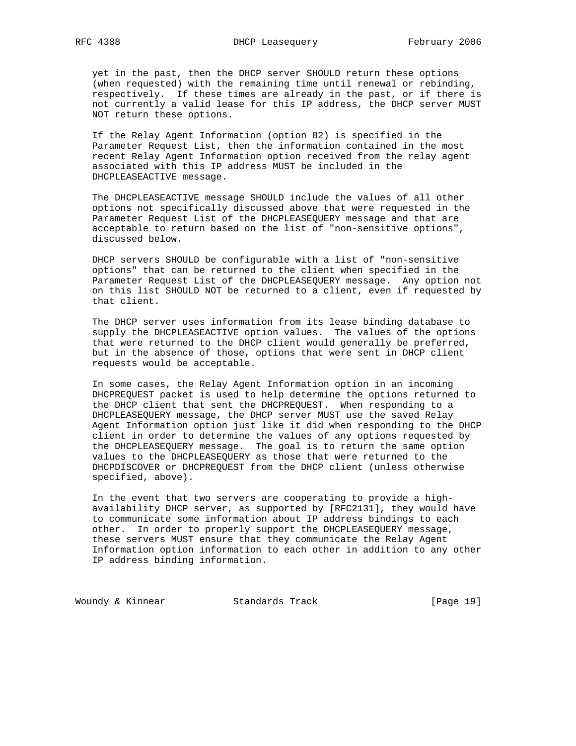yet in the past, then the DHCP server SHOULD return these options (when requested) with the remaining time until renewal or rebinding, respectively. If these times are already in the past, or if there is not currently a valid lease for this IP address, the DHCP server MUST NOT return these options.

If the Relay Agent Information (option 82) is specified in the Parameter Request List, then the information contained in the most recent Relay Agent Information option received from the relay agent associated with this IP address MUST be included in the DHCPLEASEACTIVE message.

The DHCPLEASEACTIVE message SHOULD include the values of all other options not specifically discussed above that were requested in the Parameter Request List of the DHCPLEASEQUERY message and that are acceptable to return based on the list of "non-sensitive options", discussed below.

DHCP servers SHOULD be configurable with a list of "non-sensitive options" that can be returned to the client when specified in the Parameter Request List of the DHCPLEASEQUERY message. Any option not on this list SHOULD NOT be returned to a client, even if requested by that client.

The DHCP server uses information from its lease binding database to supply the DHCPLEASEACTIVE option values. The values of the options that were returned to the DHCP client would generally be preferred, but in the absence of those, options that were sent in DHCP client requests would be acceptable.

In some cases, the Relay Agent Information option in an incoming DHCPREQUEST packet is used to help determine the options returned to the DHCP client that sent the DHCPREQUEST. When responding to a DHCPLEASEQUERY message, the DHCP server MUST use the saved Relay Agent Information option just like it did when responding to the DHCP client in order to determine the values of any options requested by the DHCPLEASEQUERY message. The goal is to return the same option values to the DHCPLEASEQUERY as those that were returned to the DHCPDISCOVER or DHCPREQUEST from the DHCP client (unless otherwise specified, above).

In the event that two servers are cooperating to provide a high-availability DHCP server, as supported by [RFC2131], they would have to communicate some information about IP address bindings to each other. In order to properly support the DHCPLEASEQUERY message, these servers MUST ensure that they communicate the Relay Agent Information option information to each other in addition to any other IP address binding information.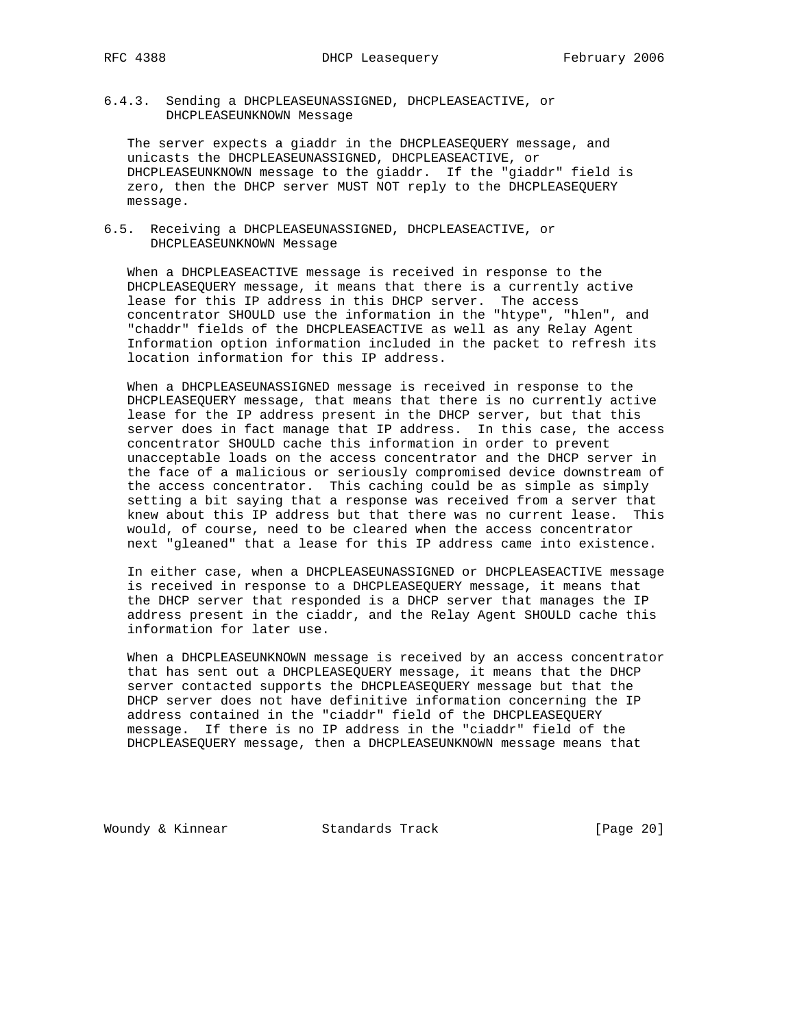#### 6.4.3. Sending a DHCPLEASEUNASSIGNED, DHCPLEASEACTIVE, or DHCPLEASEUNKNOWN Message

The server expects a giaddr in the DHCPLEASEQUERY message, and unicasts the DHCPLEASEUNASSIGNED, DHCPLEASEACTIVE, or DHCPLEASEUNKNOWN message to the giaddr. If the "giaddr" field is zero, then the DHCP server MUST NOT reply to the DHCPLEASEQUERY message.

### 6.5. Receiving a DHCPLEASEUNASSIGNED, DHCPLEASEACTIVE, or DHCPLEASEUNKNOWN Message

When a DHCPLEASEACTIVE message is received in response to the DHCPLEASEQUERY message, it means that there is a currently active lease for this IP address in this DHCP server. The access concentrator SHOULD use the information in the "htype", "hlen", and "chaddr" fields of the DHCPLEASEACTIVE as well as any Relay Agent Information option information included in the packet to refresh its location information for this IP address.

When a DHCPLEASEUNASSIGNED message is received in response to the DHCPLEASEQUERY message, that means that there is no currently active lease for the IP address present in the DHCP server, but that this server does in fact manage that IP address. In this case, the access concentrator SHOULD cache this information in order to prevent unacceptable loads on the access concentrator and the DHCP server in the face of a malicious or seriously compromised device downstream of the access concentrator. This caching could be as simple as simply setting a bit saying that a response was received from a server that knew about this IP address but that there was no current lease. This would, of course, need to be cleared when the access concentrator next "gleaned" that a lease for this IP address came into existence.

In either case, when a DHCPLEASEUNASSIGNED or DHCPLEASEACTIVE message is received in response to a DHCPLEASEQUERY message, it means that the DHCP server that responded is a DHCP server that manages the IP address present in the ciaddr, and the Relay Agent SHOULD cache this information for later use.

When a DHCPLEASEUNKNOWN message is received by an access concentrator that has sent out a DHCPLEASEQUERY message, it means that the DHCP server contacted supports the DHCPLEASEQUERY message but that the DHCP server does not have definitive information concerning the IP address contained in the "ciaddr" field of the DHCPLEASEQUERY message. If there is no IP address in the "ciaddr" field of the DHCPLEASEQUERY message, then a DHCPLEASEUNKNOWN message means that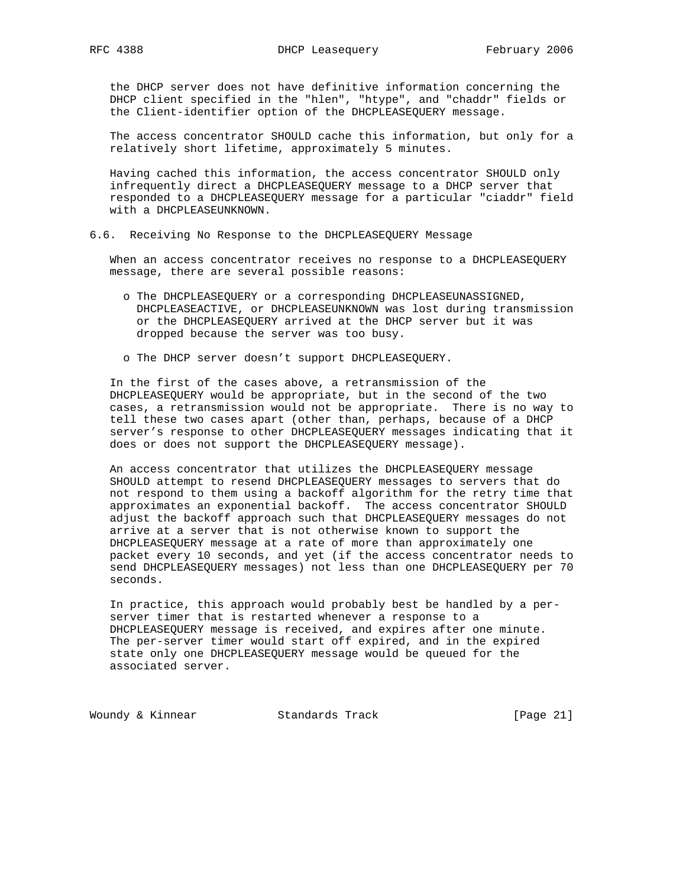the DHCP server does not have definitive information concerning the DHCP client specified in the "hlen", "htype", and "chaddr" fields or the Client-identifier option of the DHCPLEASEQUERY message.

The access concentrator SHOULD cache this information, but only for a relatively short lifetime, approximately 5 minutes.

Having cached this information, the access concentrator SHOULD only infrequently direct a DHCPLEASEQUERY message to a DHCP server that responded to a DHCPLEASEQUERY message for a particular "ciaddr" field with a DHCPLEASEUNKNOWN.

## 6.6. Receiving No Response to the DHCPLEASEQUERY Message

When an access concentrator receives no response to a DHCPLEASEQUERY message, there are several possible reasons:

- The DHCPLEASEQUERY or a corresponding DHCPLEASEUNASSIGNED, DHCPLEASEACTIVE, or DHCPLEASEUNKNOWN was lost during transmission or the DHCPLEASEQUERY arrived at the DHCP server but it was dropped because the server was too busy.
- The DHCP server doesn't support DHCPLEASEQUERY.

In the first of the cases above, a retransmission of the DHCPLEASEQUERY would be appropriate, but in the second of the two cases, a retransmission would not be appropriate. There is no way to tell these two cases apart (other than, perhaps, because of a DHCP server's response to other DHCPLEASEQUERY messages indicating that it does or does not support the DHCPLEASEQUERY message).

An access concentrator that utilizes the DHCPLEASEQUERY message SHOULD attempt to resend DHCPLEASEQUERY messages to servers that do not respond to them using a backoff algorithm for the retry time that approximates an exponential backoff. The access concentrator SHOULD adjust the backoff approach such that DHCPLEASEQUERY messages do not arrive at a server that is not otherwise known to support the DHCPLEASEQUERY message at a rate of more than approximately one packet every 10 seconds, and yet (if the access concentrator needs to send DHCPLEASEQUERY messages) not less than one DHCPLEASEQUERY per 70 seconds.

In practice, this approach would probably best be handled by a per-server timer that is restarted whenever a response to a DHCPLEASEQUERY message is received, and expires after one minute. The per-server timer would start off expired, and in the expired state only one DHCPLEASEQUERY message would be queued for the associated server.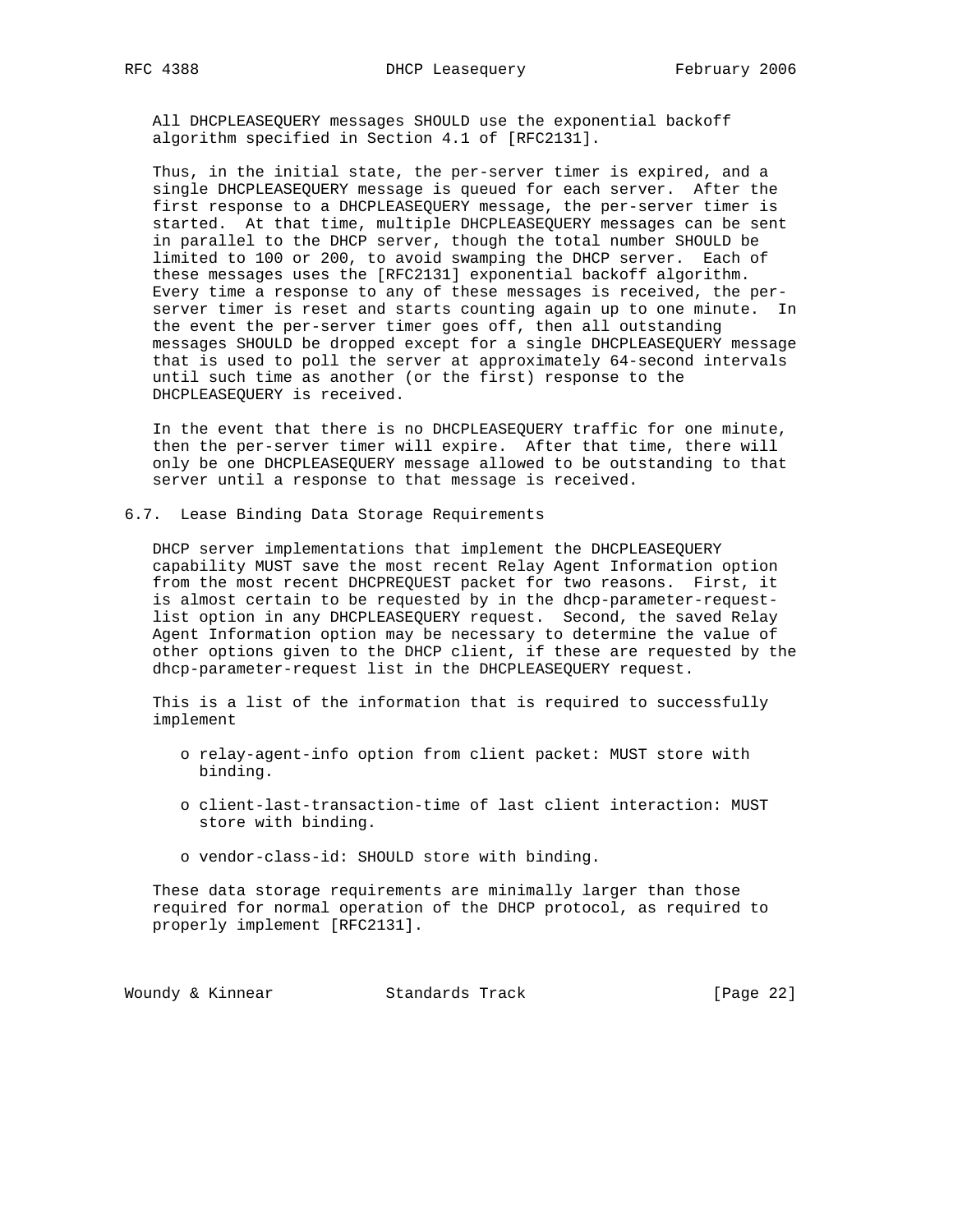All DHCPLEASEQUERY messages SHOULD use the exponential backoff algorithm specified in Section 4.1 of [RFC2131].

Thus, in the initial state, the per-server timer is expired, and a single DHCPLEASEQUERY message is queued for each server. After the first response to a DHCPLEASEQUERY message, the per-server timer is started. At that time, multiple DHCPLEASEQUERY messages can be sent in parallel to the DHCP server, though the total number SHOULD be limited to 100 or 200, to avoid swamping the DHCP server. Each of these messages uses the [RFC2131] exponential backoff algorithm. Every time a response to any of these messages is received, the per-server timer is reset and starts counting again up to one minute. In the event the per-server timer goes off, then all outstanding messages SHOULD be dropped except for a single DHCPLEASEQUERY message that is used to poll the server at approximately 64-second intervals until such time as another (or the first) response to the DHCPLEASEQUERY is received.

In the event that there is no DHCPLEASEQUERY traffic for one minute, then the per-server timer will expire. After that time, there will only be one DHCPLEASEQUERY message allowed to be outstanding to that server until a response to that message is received.

## 6.7. Lease Binding Data Storage Requirements

DHCP server implementations that implement the DHCPLEASEQUERY capability MUST save the most recent Relay Agent Information option from the most recent DHCPREQUEST packet for two reasons. First, it is almost certain to be requested by in the dhcp-parameter-request-list option in any DHCPLEASEQUERY request. Second, the saved Relay Agent Information option may be necessary to determine the value of other options given to the DHCP client, if these are requested by the dhcp-parameter-request list in the DHCPLEASEQUERY request.

This is a list of the information that is required to successfully implement

- relay-agent-info option from client packet: MUST store with binding.
- client-last-transaction-time of last client interaction: MUST store with binding.
- vendor-class-id: SHOULD store with binding.

These data storage requirements are minimally larger than those required for normal operation of the DHCP protocol, as required to properly implement [RFC2131].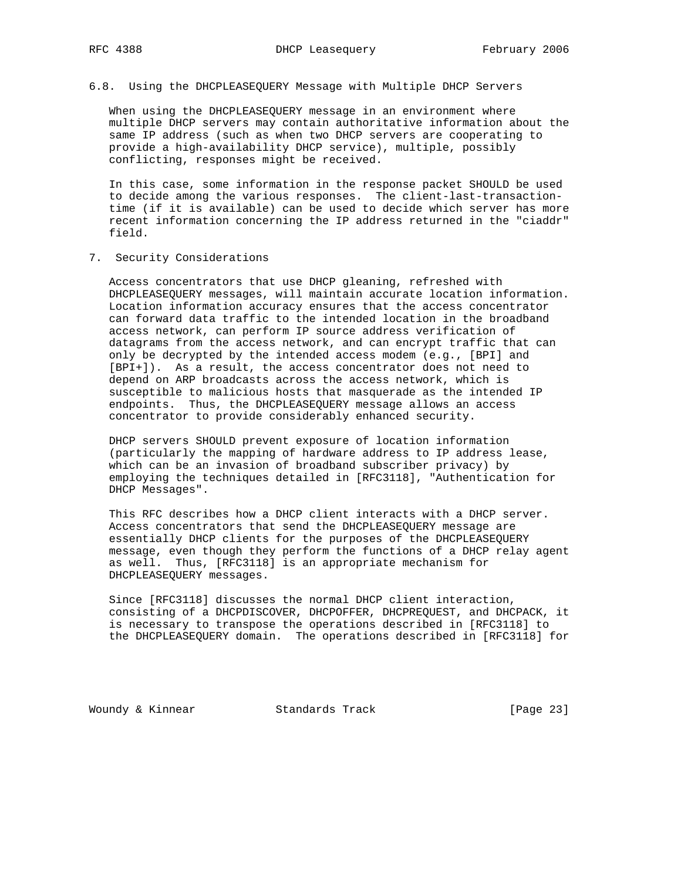### 6.8. Using the DHCPLEASEQUERY Message with Multiple DHCP Servers

When using the DHCPLEASEQUERY message in an environment where multiple DHCP servers may contain authoritative information about the same IP address (such as when two DHCP servers are cooperating to provide a high-availability DHCP service), multiple, possibly conflicting, responses might be received.

In this case, some information in the response packet SHOULD be used to decide among the various responses. The client-last-transaction-time (if it is available) can be used to decide which server has more recent information concerning the IP address returned in the "ciaddr" field.

## 7. Security Considerations

Access concentrators that use DHCP gleaning, refreshed with DHCPLEASEQUERY messages, will maintain accurate location information. Location information accuracy ensures that the access concentrator can forward data traffic to the intended location in the broadband access network, can perform IP source address verification of datagrams from the access network, and can encrypt traffic that can only be decrypted by the intended access modem (e.g., [BPI] and [BPI+]). As a result, the access concentrator does not need to depend on ARP broadcasts across the access network, which is susceptible to malicious hosts that masquerade as the intended IP endpoints. Thus, the DHCPLEASEQUERY message allows an access concentrator to provide considerably enhanced security.

DHCP servers SHOULD prevent exposure of location information (particularly the mapping of hardware address to IP address lease, which can be an invasion of broadband subscriber privacy) by employing the techniques detailed in [RFC3118], "Authentication for DHCP Messages".

This RFC describes how a DHCP client interacts with a DHCP server. Access concentrators that send the DHCPLEASEQUERY message are essentially DHCP clients for the purposes of the DHCPLEASEQUERY message, even though they perform the functions of a DHCP relay agent as well. Thus, [RFC3118] is an appropriate mechanism for DHCPLEASEQUERY messages.

Since [RFC3118] discusses the normal DHCP client interaction, consisting of a DHCPDISCOVER, DHCPOFFER, DHCPREQUEST, and DHCPACK, it is necessary to transpose the operations described in [RFC3118] to the DHCPLEASEQUERY domain. The operations described in [RFC3118] for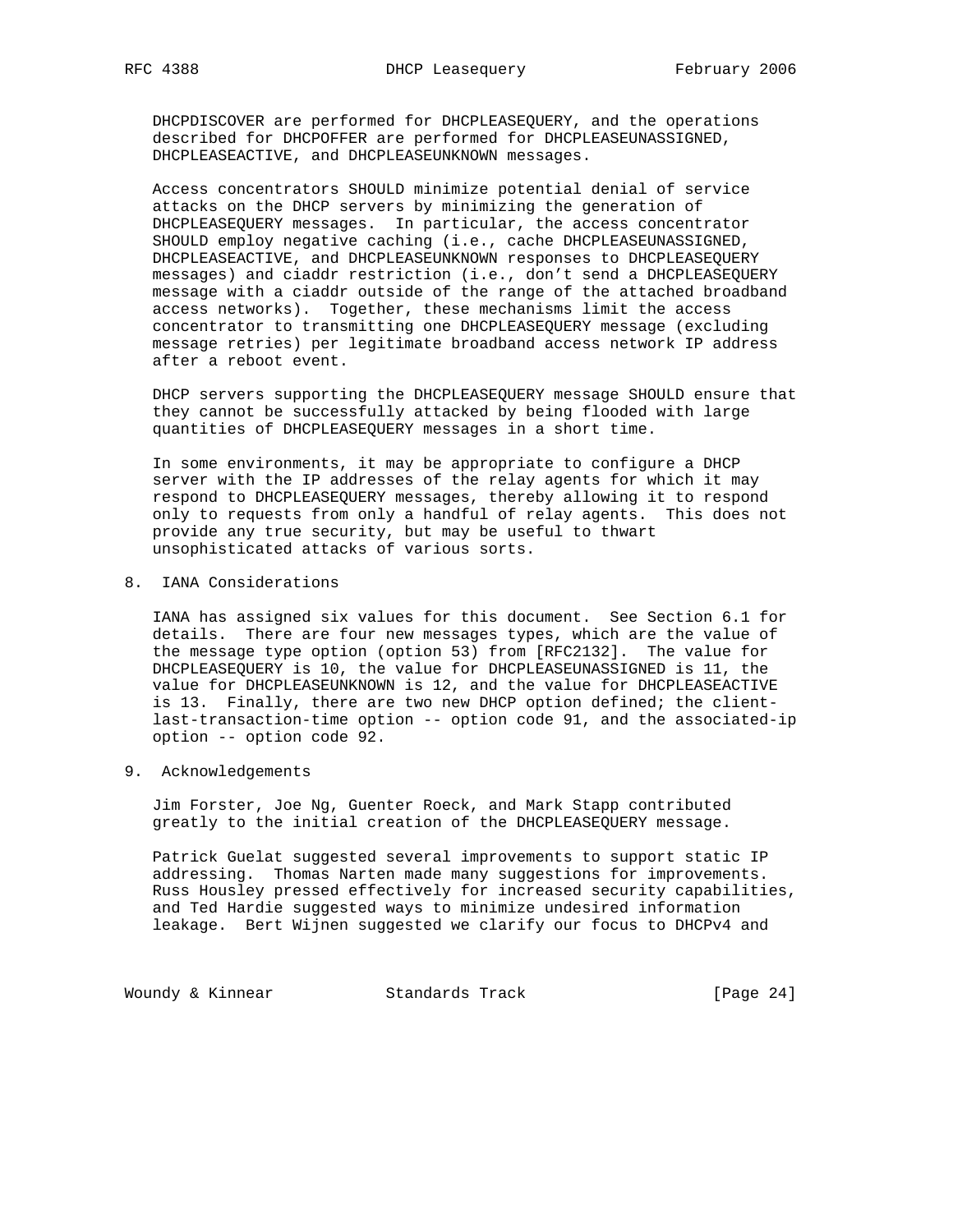DHCPDISCOVER are performed for DHCPLEASEQUERY, and the operations described for DHCPOFFER are performed for DHCPLEASEUNASSIGNED, DHCPLEASEACTIVE, and DHCPLEASEUNKNOWN messages.

Access concentrators SHOULD minimize potential denial of service attacks on the DHCP servers by minimizing the generation of DHCPLEASEQUERY messages. In particular, the access concentrator SHOULD employ negative caching (i.e., cache DHCPLEASEUNASSIGNED, DHCPLEASEACTIVE, and DHCPLEASEUNKNOWN responses to DHCPLEASEQUERY messages) and ciaddr restriction (i.e., don't send a DHCPLEASEQUERY message with a ciaddr outside of the range of the attached broadband access networks). Together, these mechanisms limit the access concentrator to transmitting one DHCPLEASEQUERY message (excluding message retries) per legitimate broadband access network IP address after a reboot event.

DHCP servers supporting the DHCPLEASEQUERY message SHOULD ensure that they cannot be successfully attacked by being flooded with large quantities of DHCPLEASEQUERY messages in a short time.

In some environments, it may be appropriate to configure a DHCP server with the IP addresses of the relay agents for which it may respond to DHCPLEASEQUERY messages, thereby allowing it to respond only to requests from only a handful of relay agents. This does not provide any true security, but may be useful to thwart unsophisticated attacks of various sorts.

## 8. IANA Considerations

IANA has assigned six values for this document. See Section 6.1 for details. There are four new messages types, which are the value of the message type option (option 53) from [RFC2132]. The value for DHCPLEASEQUERY is 10, the value for DHCPLEASEUNASSIGNED is 11, the value for DHCPLEASEUNKNOWN is 12, and the value for DHCPLEASEACTIVE is 13. Finally, there are two new DHCP option defined; the client-last-transaction-time option -- option code 91, and the associated-ip option -- option code 92.

## 9. Acknowledgements

Jim Forster, Joe Ng, Guenter Roeck, and Mark Stapp contributed greatly to the initial creation of the DHCPLEASEQUERY message.

Patrick Guelat suggested several improvements to support static IP addressing. Thomas Narten made many suggestions for improvements. Russ Housley pressed effectively for increased security capabilities, and Ted Hardie suggested ways to minimize undesired information leakage. Bert Wijnen suggested we clarify our focus to DHCPv4 and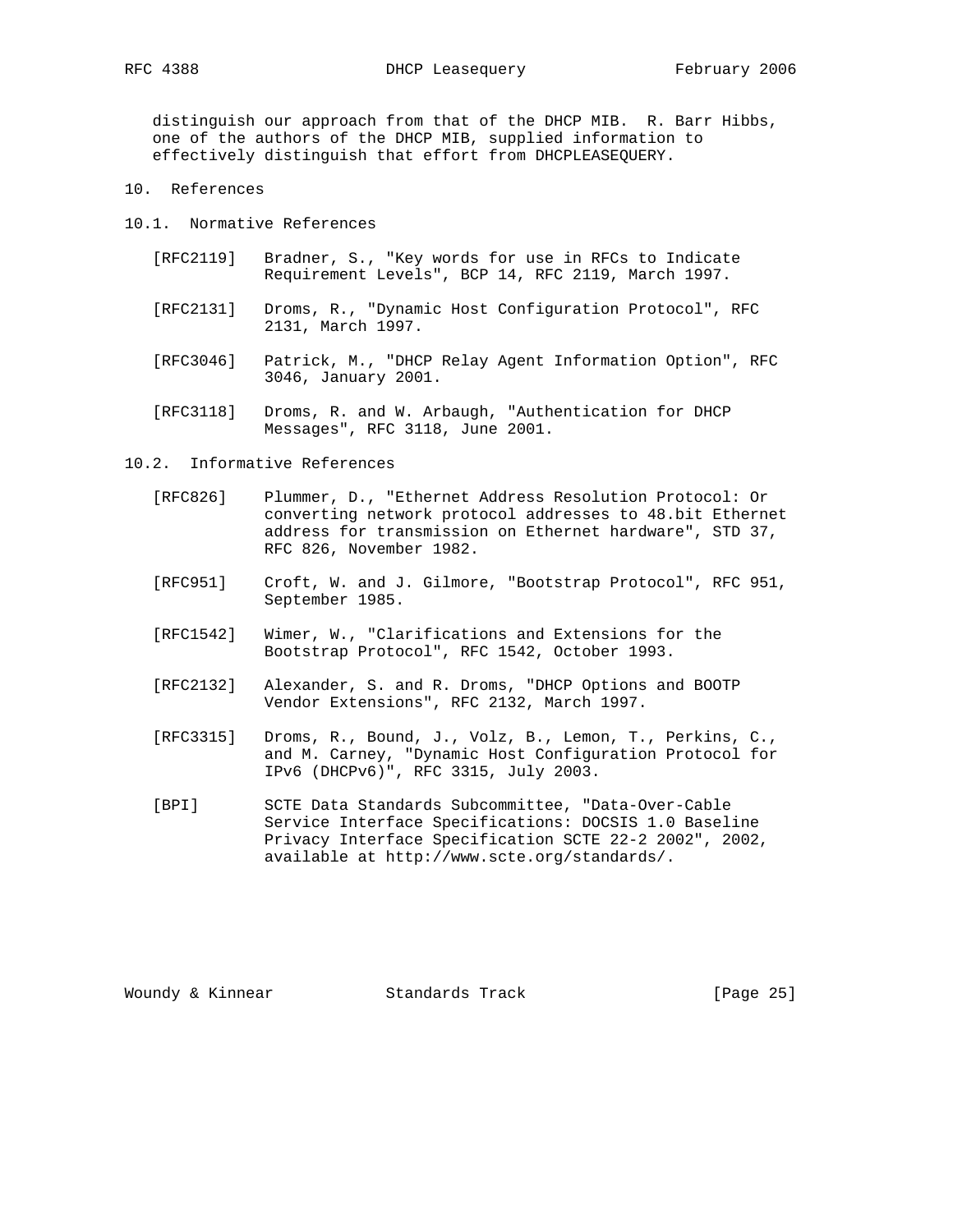distinguish our approach from that of the DHCP MIB. R. Barr Hibbs, one of the authors of the DHCP MIB, supplied information to effectively distinguish that effort from DHCPLEASEQUERY.

# 10. References

## 10.1. Normative References

[RFC2119] Bradner, S., "Key words for use in RFCs to Indicate Requirement Levels", BCP 14, RFC 2119, March 1997.

[RFC2131] Droms, R., "Dynamic Host Configuration Protocol", RFC 2131, March 1997.

[RFC3046] Patrick, M., "DHCP Relay Agent Information Option", RFC 3046, January 2001.

[RFC3118] Droms, R. and W. Arbaugh, "Authentication for DHCP Messages", RFC 3118, June 2001.

## 10.2. Informative References

[RFC826] Plummer, D., "Ethernet Address Resolution Protocol: Or converting network protocol addresses to 48.bit Ethernet address for transmission on Ethernet hardware", STD 37, RFC 826, November 1982.

[RFC951] Croft, W. and J. Gilmore, "Bootstrap Protocol", RFC 951, September 1985.

[RFC1542] Wimer, W., "Clarifications and Extensions for the Bootstrap Protocol", RFC 1542, October 1993.

[RFC2132] Alexander, S. and R. Droms, "DHCP Options and BOOTP Vendor Extensions", RFC 2132, March 1997.

[RFC3315] Droms, R., Bound, J., Volz, B., Lemon, T., Perkins, C., and M. Carney, "Dynamic Host Configuration Protocol for IPv6 (DHCPv6)", RFC 3315, July 2003.

[BPI] SCTE Data Standards Subcommittee, "Data-Over-Cable Service Interface Specifications: DOCSIS 1.0 Baseline Privacy Interface Specification SCTE 22-2 2002", 2002, available at http://www.scte.org/standards/.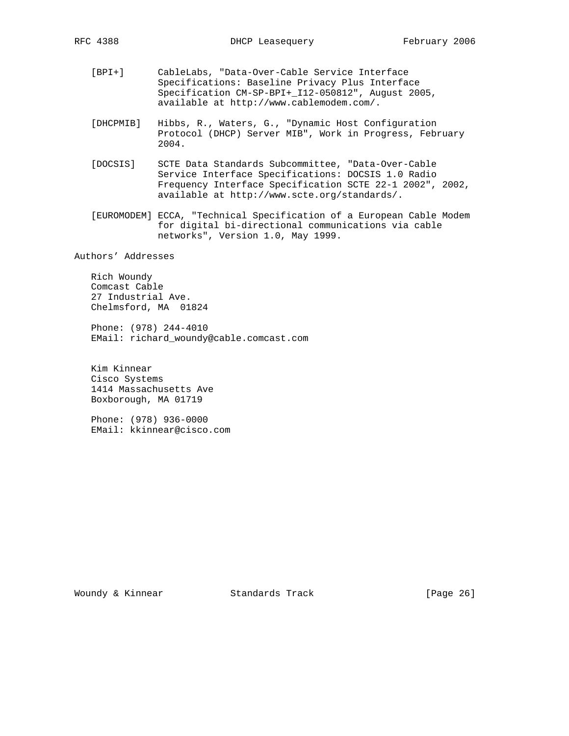[BPI+] CableLabs, "Data-Over-Cable Service Interface Specifications: Baseline Privacy Plus Interface Specification CM-SP-BPI+_I12-050812", August 2005, available at http://www.cablemodem.com/.

[DHCPMIB] Hibbs, R., Waters, G., "Dynamic Host Configuration Protocol (DHCP) Server MIB", Work in Progress, February 2004.

[DOCSIS] SCTE Data Standards Subcommittee, "Data-Over-Cable Service Interface Specifications: DOCSIS 1.0 Radio Frequency Interface Specification SCTE 22-1 2002", 2002, available at http://www.scte.org/standards/.

[EUROMODEM] ECCA, "Technical Specification of a European Cable Modem for digital bi-directional communications via cable networks", Version 1.0, May 1999.

## Authors' Addresses

Rich Woundy
Comcast Cable
27 Industrial Ave.
Chelmsford, MA 01824

Phone: (978) 244-4010
EMail: richard_woundy@cable.comcast.com

Kim Kinnear
Cisco Systems
1414 Massachusetts Ave
Boxborough, MA 01719

Phone: (978) 936-0000
EMail: kkinnear@cisco.com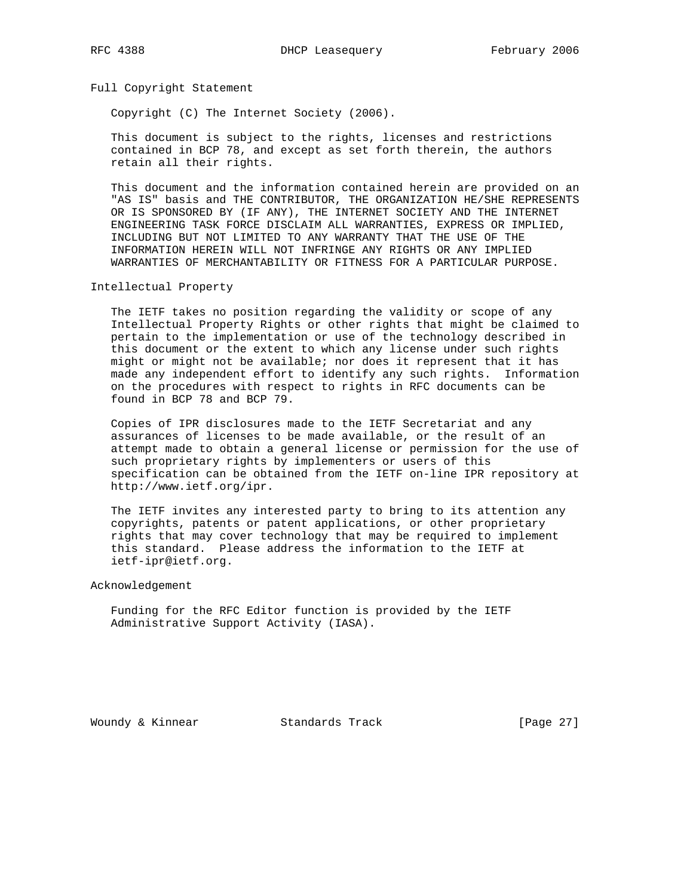## Full Copyright Statement

Copyright (C) The Internet Society (2006).

This document is subject to the rights, licenses and restrictions contained in BCP 78, and except as set forth therein, the authors retain all their rights.

This document and the information contained herein are provided on an "AS IS" basis and THE CONTRIBUTOR, THE ORGANIZATION HE/SHE REPRESENTS OR IS SPONSORED BY (IF ANY), THE INTERNET SOCIETY AND THE INTERNET ENGINEERING TASK FORCE DISCLAIM ALL WARRANTIES, EXPRESS OR IMPLIED, INCLUDING BUT NOT LIMITED TO ANY WARRANTY THAT THE USE OF THE INFORMATION HEREIN WILL NOT INFRINGE ANY RIGHTS OR ANY IMPLIED WARRANTIES OF MERCHANTABILITY OR FITNESS FOR A PARTICULAR PURPOSE.

## Intellectual Property

The IETF takes no position regarding the validity or scope of any Intellectual Property Rights or other rights that might be claimed to pertain to the implementation or use of the technology described in this document or the extent to which any license under such rights might or might not be available; nor does it represent that it has made any independent effort to identify any such rights. Information on the procedures with respect to rights in RFC documents can be found in BCP 78 and BCP 79.

Copies of IPR disclosures made to the IETF Secretariat and any assurances of licenses to be made available, or the result of an attempt made to obtain a general license or permission for the use of such proprietary rights by implementers or users of this specification can be obtained from the IETF on-line IPR repository at http://www.ietf.org/ipr.

The IETF invites any interested party to bring to its attention any copyrights, patents or patent applications, or other proprietary rights that may cover technology that may be required to implement this standard. Please address the information to the IETF at ietf-ipr@ietf.org.

## Acknowledgement

Funding for the RFC Editor function is provided by the IETF Administrative Support Activity (IASA).